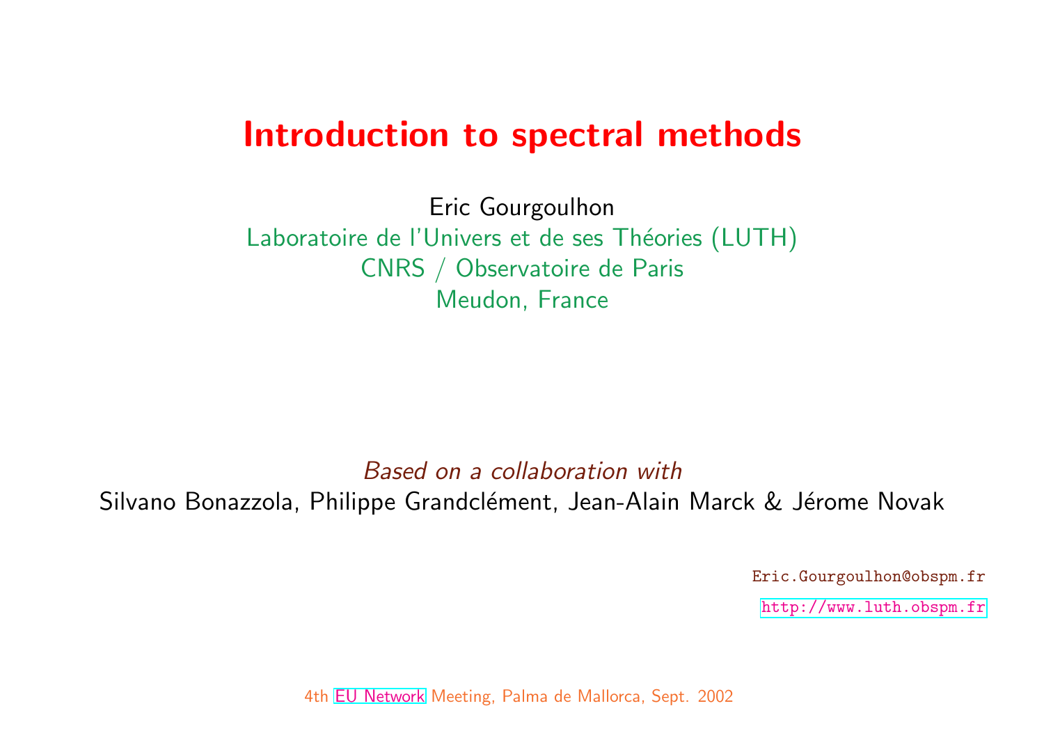# Introduction to spectral methods

Eric Gourgoulhon
Laboratoire de l'Univers et de ses Théories (LUTH)
CNRS / Observatoire de Paris
Meudon, France

*Based on a collaboration with*
Silvano Bonazzola, Philippe Grandclément, Jean-Alain Marck & Jérome Novak

Eric.Gourgoulhon@obspm.fr

http://www.luth.obspm.fr

4th EU Network Meeting, Palma de Mallorca, Sept. 2002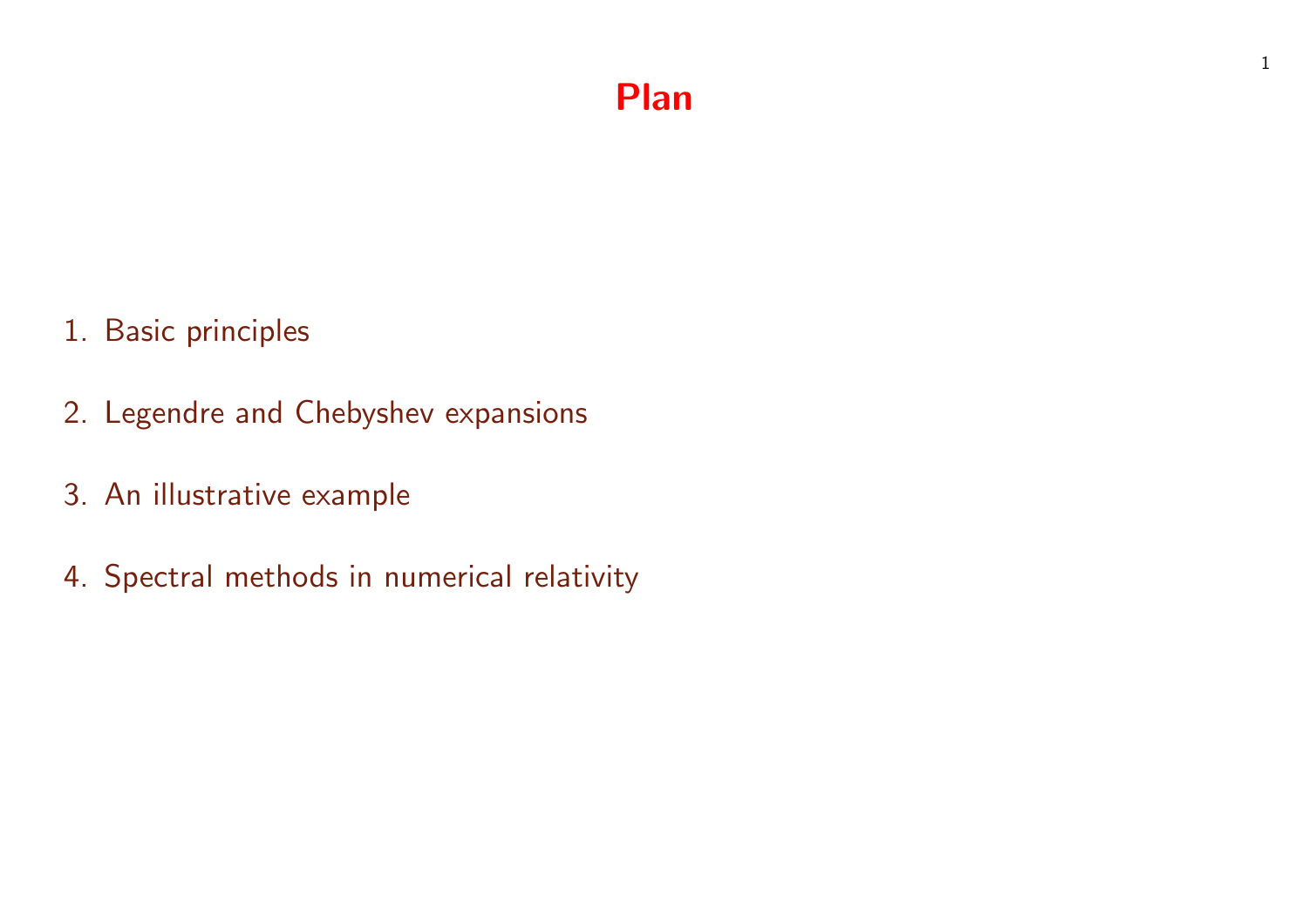# Plan

1. Basic principles
2. Legendre and Chebyshev expansions
3. An illustrative example
4. Spectral methods in numerical relativity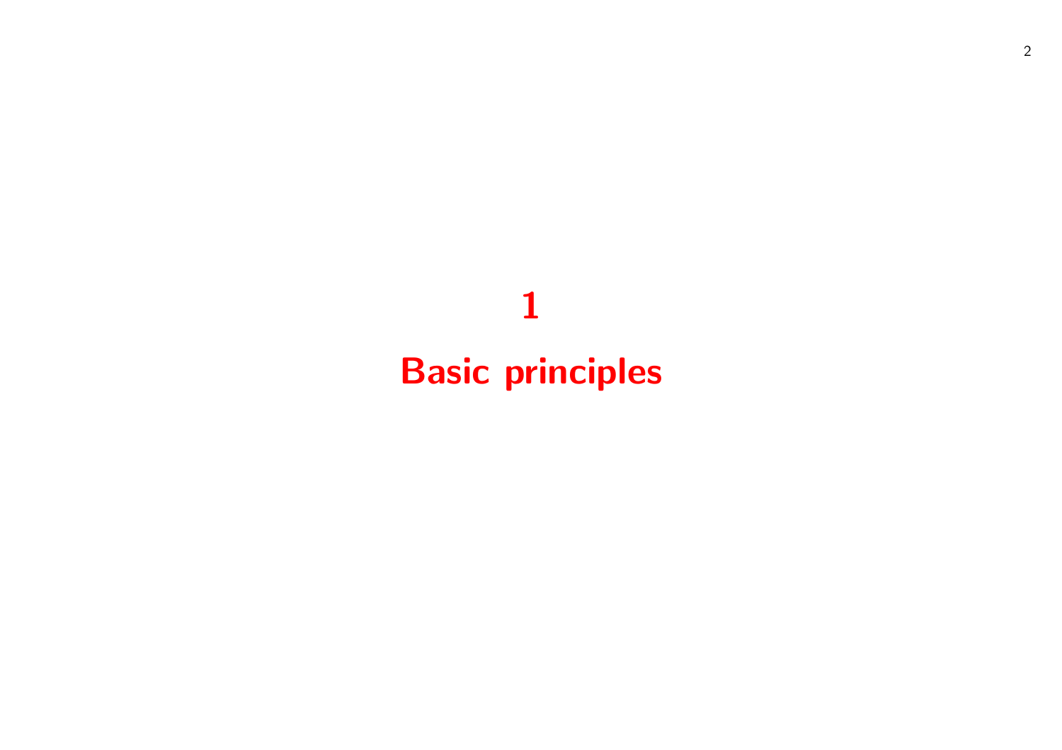# 1

# Basic principles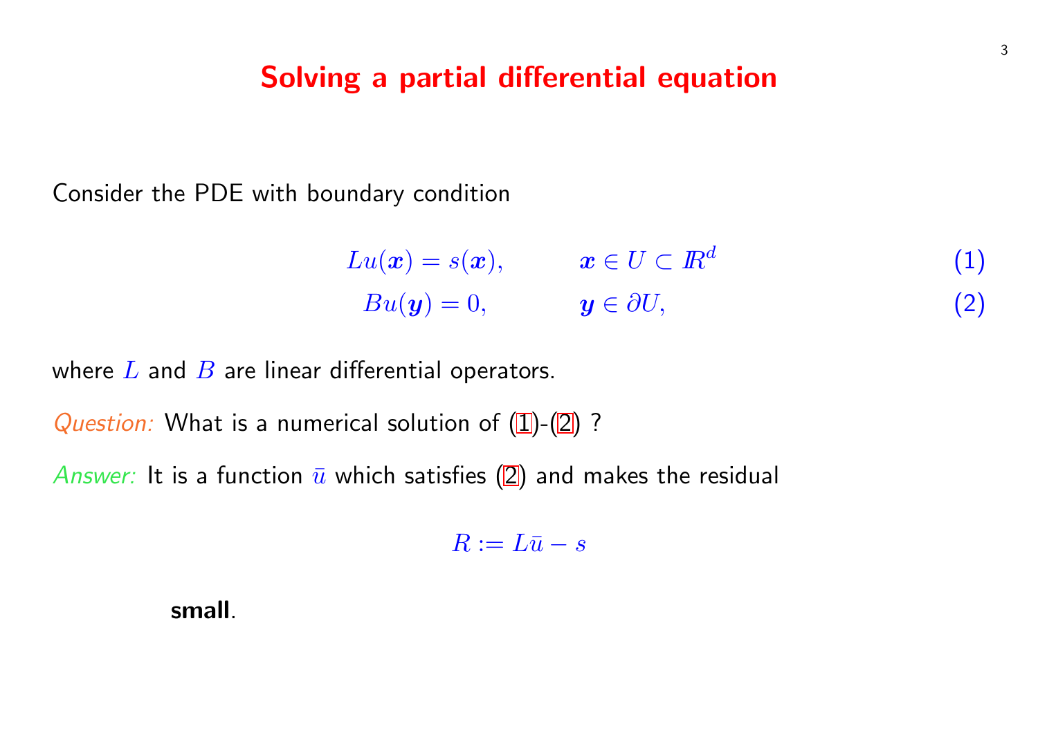# Solving a partial differential equation

Consider the PDE with boundary condition

$$Lu(\boldsymbol{x}) = s(\boldsymbol{x}), \qquad \boldsymbol{x} \in U \subset \mathbb{R}^d \tag{1}$$

$$Bu(\boldsymbol{y}) = 0, \qquad \boldsymbol{y} \in \partial U, \tag{2}$$

where $L$ and $B$ are linear differential operators.

*Question:* What is a numerical solution of (1)-(2) ?

*Answer:* It is a function $\bar{u}$ which satisfies (2) and makes the residual

$$R := L\bar{u} - s$$

**small**.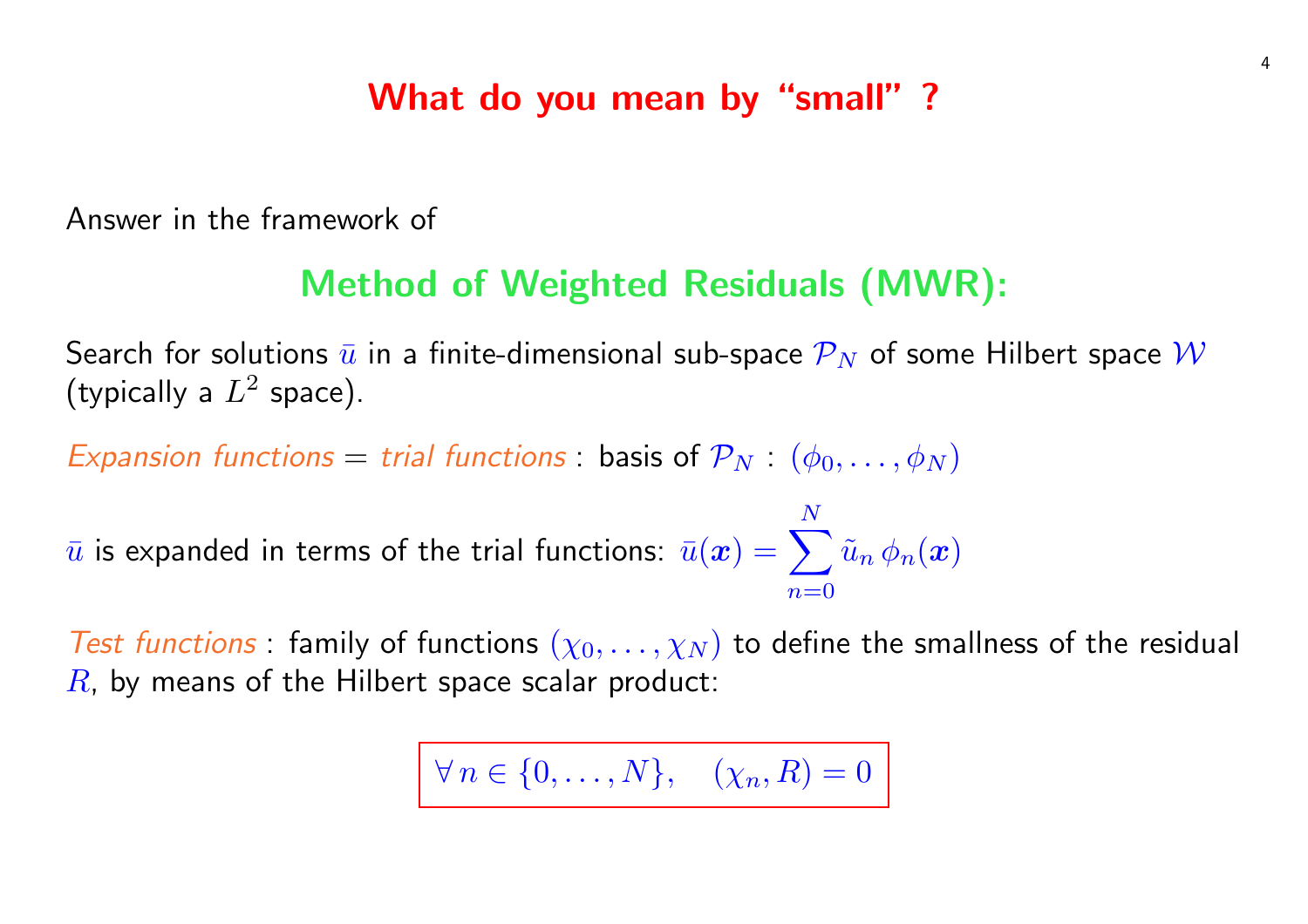# What do you mean by “small” ?

Answer in the framework of

## Method of Weighted Residuals (MWR):

Search for solutions $\bar{u}$ in a finite-dimensional sub-space $\mathcal{P}_N$ of some Hilbert space $\mathcal{W}$ (typically a $L^2$ space).

*Expansion functions* = *trial functions* : basis of $\mathcal{P}_N$ : $(\phi_0, \ldots, \phi_N)$

$\bar{u}$ is expanded in terms of the trial functions: $\bar{u}(\boldsymbol{x}) = \sum_{n=0}^{N} \tilde{u}_n \, \phi_n(\boldsymbol{x})$

*Test functions* : family of functions $(\chi_0, \ldots, \chi_N)$ to define the smallness of the residual $R$, by means of the Hilbert space scalar product:

$$\boxed{\forall \, n \in \{0, \ldots, N\}, \quad (\chi_n, R) = 0}$$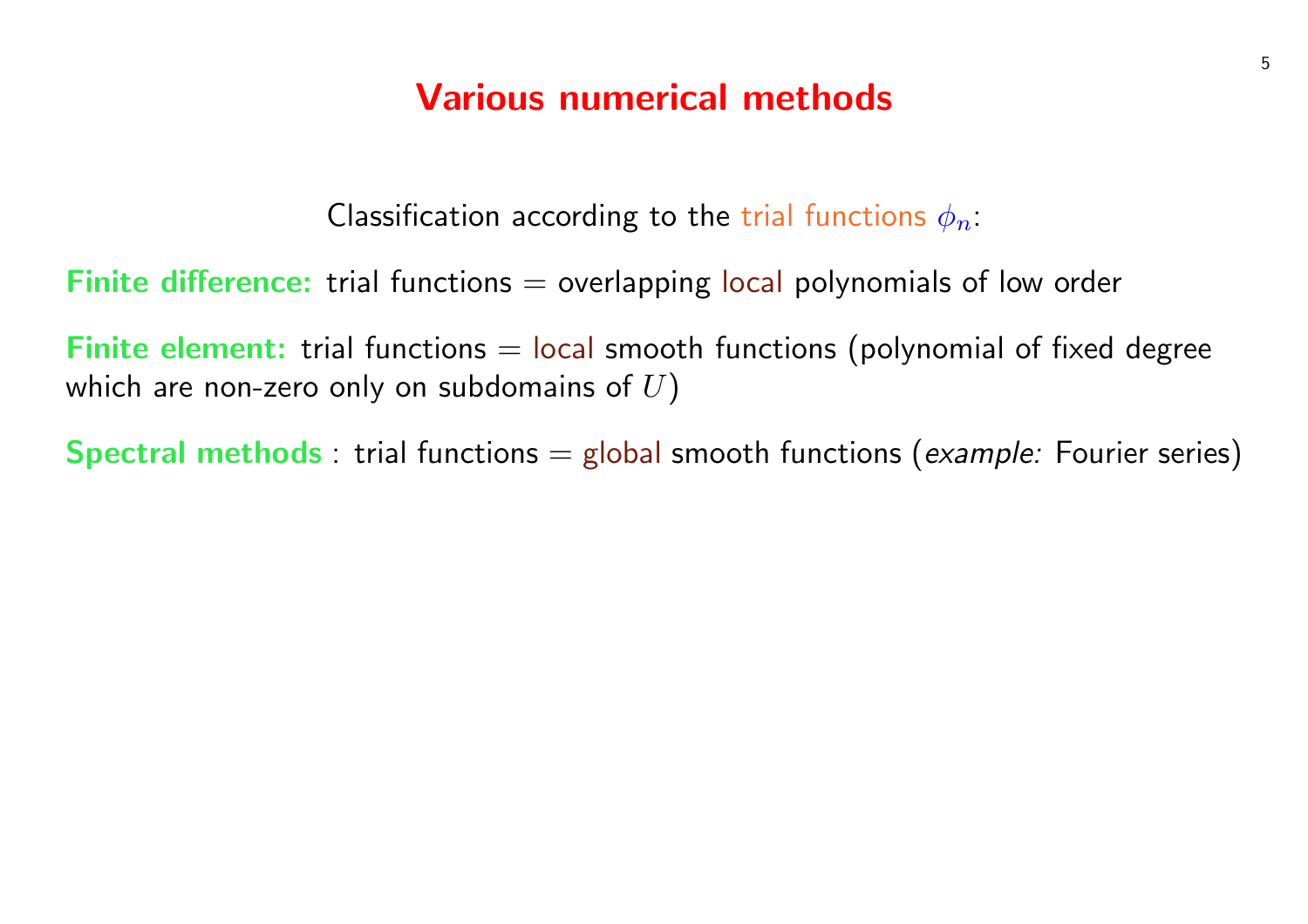# Various numerical methods

Classification according to the trial functions $\phi_n$:

**Finite difference:** trial functions = overlapping local polynomials of low order

**Finite element:** trial functions = local smooth functions (polynomial of fixed degree which are non-zero only on subdomains of $U$)

**Spectral methods** : trial functions = global smooth functions (*example:* Fourier series)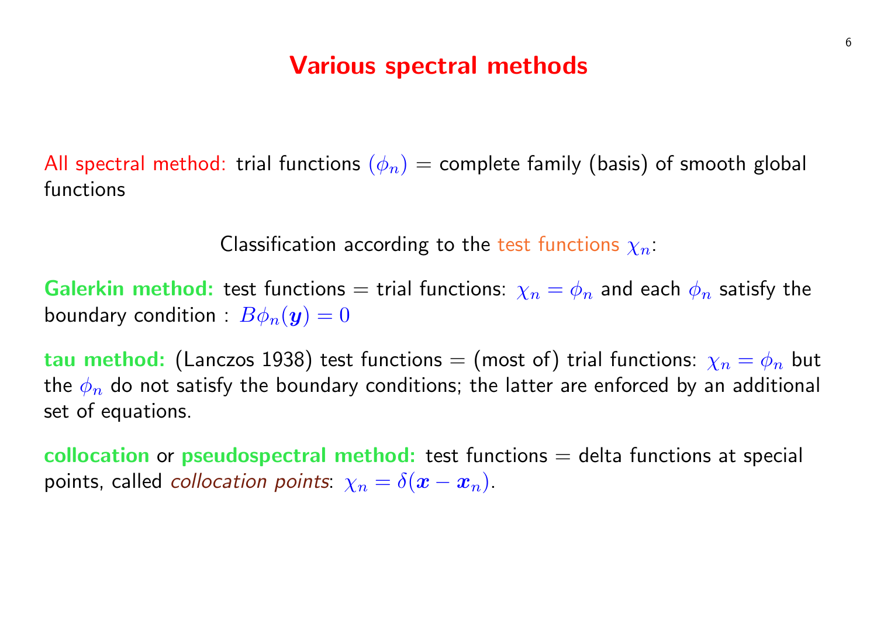# Various spectral methods

All spectral method: trial functions $(\phi_n)$ = complete family (basis) of smooth global functions

Classification according to the test functions $\chi_n$:

**Galerkin method:** test functions = trial functions: $\chi_n = \phi_n$ and each $\phi_n$ satisfy the boundary condition : $B\phi_n(\boldsymbol{y}) = 0$

**tau method:** (Lanczos 1938) test functions = (most of) trial functions: $\chi_n = \phi_n$ but the $\phi_n$ do not satisfy the boundary conditions; the latter are enforced by an additional set of equations.

**collocation** or **pseudospectral method:** test functions = delta functions at special points, called *collocation points*: $\chi_n = \delta(\boldsymbol{x} - \boldsymbol{x}_n)$.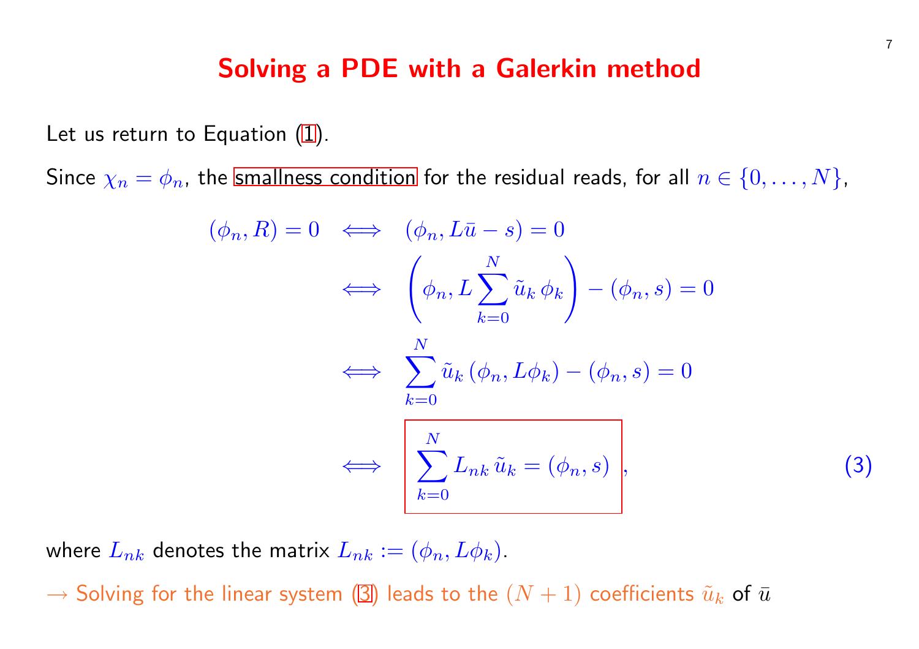# Solving a PDE with a Galerkin method

Let us return to Equation (1).

Since $\chi_n = \phi_n$, the smallness condition for the residual reads, for all $n \in \{0, \ldots, N\}$,

$$
\begin{aligned}
(\phi_n, R) = 0 \quad &\Longleftrightarrow \quad (\phi_n, L\bar{u} - s) = 0 \\
&\Longleftrightarrow \quad \left(\phi_n, L \sum_{k=0}^{N} \tilde{u}_k \, \phi_k\right) - (\phi_n, s) = 0 \\
&\Longleftrightarrow \quad \sum_{k=0}^{N} \tilde{u}_k \, (\phi_n, L\phi_k) - (\phi_n, s) = 0 \\
&\Longleftrightarrow \quad \boxed{\sum_{k=0}^{N} L_{nk} \, \tilde{u}_k = (\phi_n, s)} \, , \qquad (3)
\end{aligned}
$$

where $L_{nk}$ denotes the matrix $L_{nk} := (\phi_n, L\phi_k)$.

$\rightarrow$ Solving for the linear system (3) leads to the $(N+1)$ coefficients $\tilde{u}_k$ of $\bar{u}$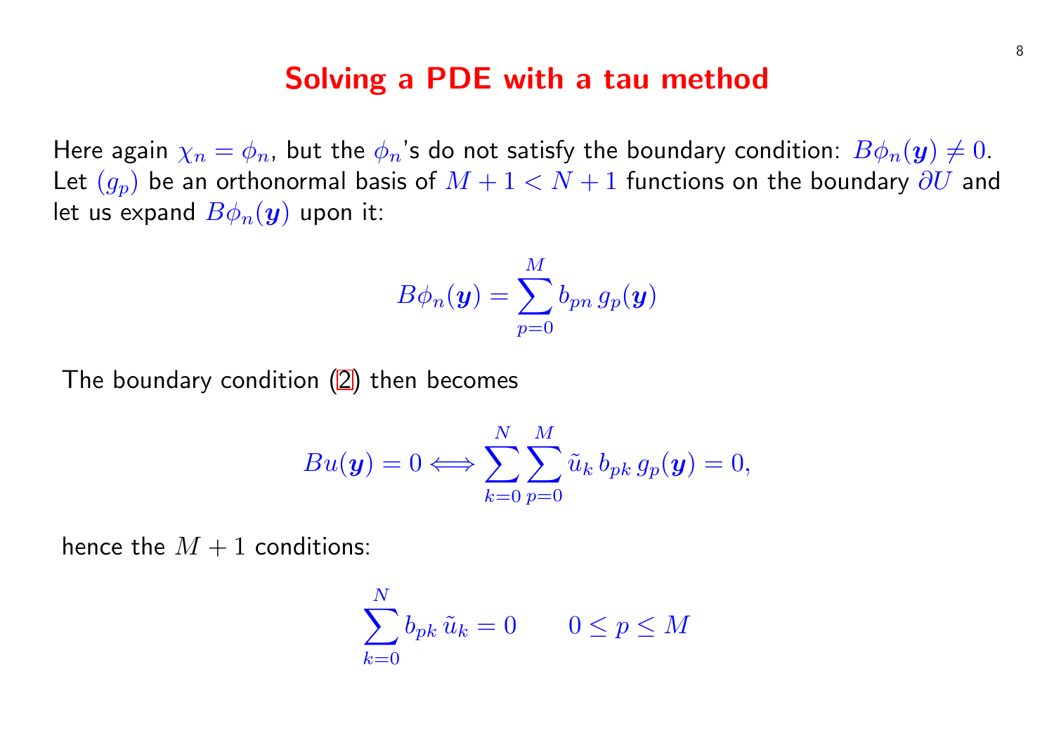# Solving a PDE with a tau method

Here again $\chi_n = \phi_n$, but the $\phi_n$'s do not satisfy the boundary condition: $B\phi_n(\boldsymbol{y}) \neq 0$. Let $(g_p)$ be an orthonormal basis of $M+1 < N+1$ functions on the boundary $\partial U$ and let us expand $B\phi_n(\boldsymbol{y})$ upon it:

$$B\phi_n(\boldsymbol{y}) = \sum_{p=0}^{M} b_{pn}\, g_p(\boldsymbol{y})$$

The boundary condition (2) then becomes

$$Bu(\boldsymbol{y}) = 0 \Longleftrightarrow \sum_{k=0}^{N} \sum_{p=0}^{M} \tilde{u}_k\, b_{pk}\, g_p(\boldsymbol{y}) = 0,$$

hence the $M+1$ conditions:

$$\sum_{k=0}^{N} b_{pk}\, \tilde{u}_k = 0 \qquad 0 \leq p \leq M$$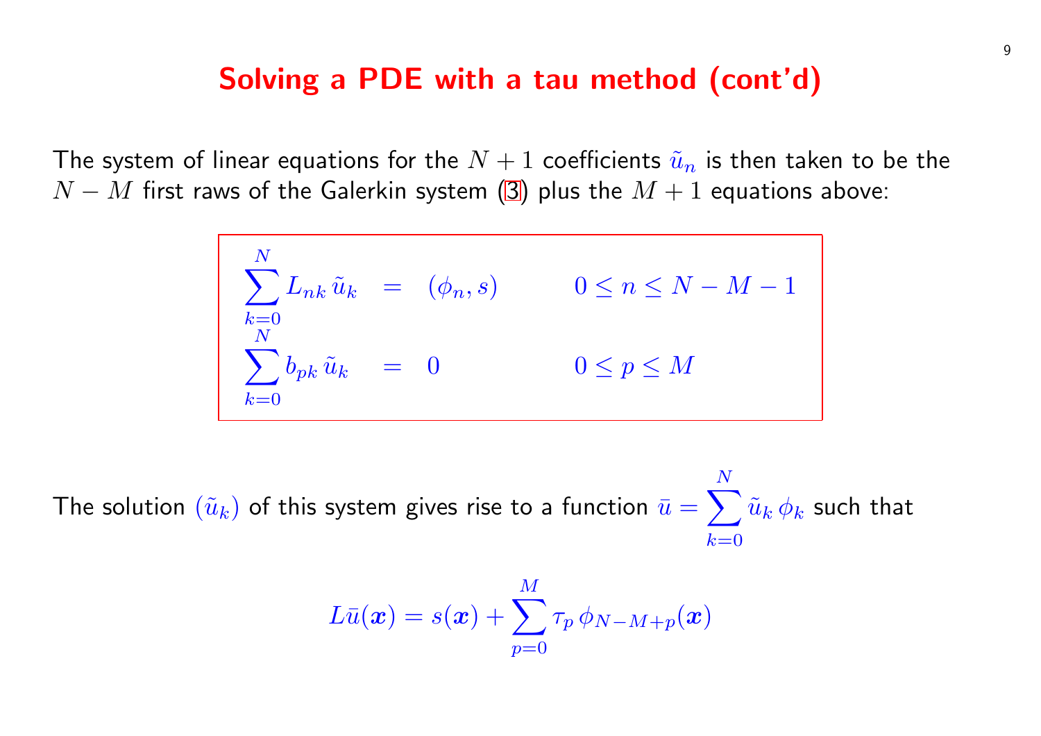## Solving a PDE with a tau method (cont'd)

The system of linear equations for the $N+1$ coefficients $\tilde{u}_n$ is then taken to be the $N-M$ first raws of the Galerkin system (3) plus the $M+1$ equations above:

$$
\begin{aligned}
\sum_{k=0}^{N} L_{nk}\,\tilde{u}_k &= (\phi_n, s) \qquad && 0 \le n \le N-M-1 \\
\sum_{k=0}^{N} b_{pk}\,\tilde{u}_k &= 0 \qquad && 0 \le p \le M
\end{aligned}
$$

The solution $(\tilde{u}_k)$ of this system gives rise to a function $\bar{u} = \sum_{k=0}^{N} \tilde{u}_k\,\phi_k$ such that

$$
L\bar{u}(\boldsymbol{x}) = s(\boldsymbol{x}) + \sum_{p=0}^{M} \tau_p\,\phi_{N-M+p}(\boldsymbol{x})
$$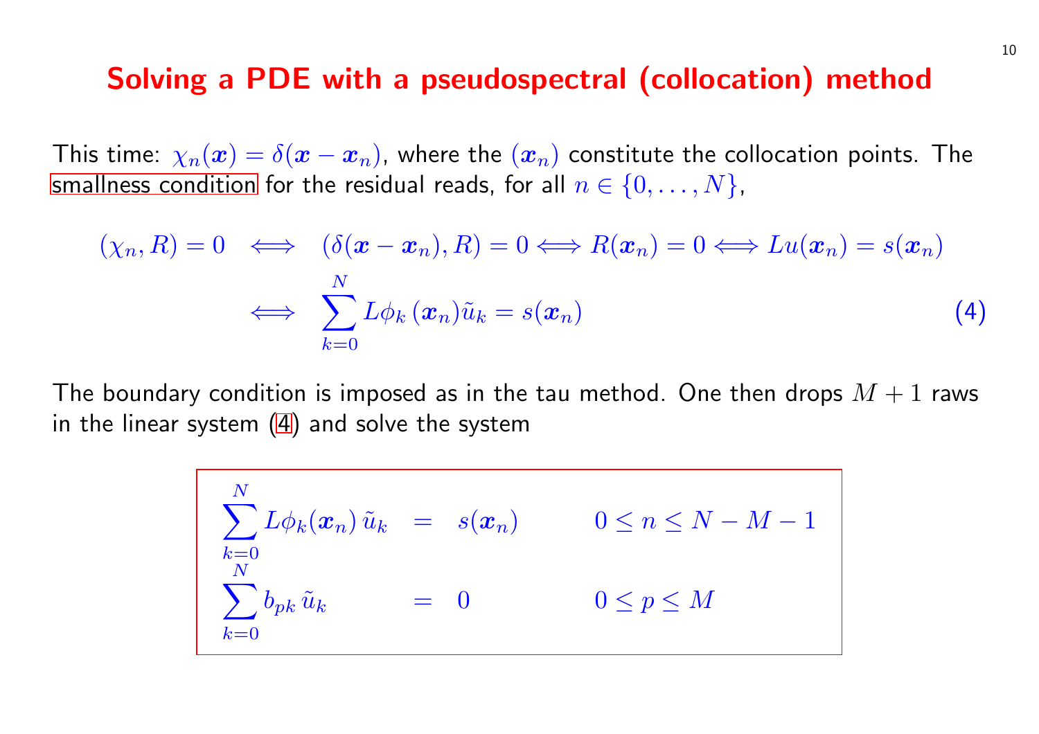# Solving a PDE with a pseudospectral (collocation) method

This time: $\chi_n(\boldsymbol{x}) = \delta(\boldsymbol{x} - \boldsymbol{x}_n)$, where the $(\boldsymbol{x}_n)$ constitute the collocation points. The smallness condition for the residual reads, for all $n \in \{0, \ldots, N\}$,

$$
\begin{aligned}
(\chi_n, R) = 0 \quad &\Longleftrightarrow \quad (\delta(\boldsymbol{x} - \boldsymbol{x}_n), R) = 0 \Longleftrightarrow R(\boldsymbol{x}_n) = 0 \Longleftrightarrow Lu(\boldsymbol{x}_n) = s(\boldsymbol{x}_n) \\
&\Longleftrightarrow \quad \sum_{k=0}^{N} L\phi_k\,(\boldsymbol{x}_n)\tilde{u}_k = s(\boldsymbol{x}_n) \qquad (4)
\end{aligned}
$$

The boundary condition is imposed as in the tau method. One then drops $M+1$ raws in the linear system (4) and solve the system

$$
\begin{array}{lcll}
\displaystyle\sum_{k=0}^{N} L\phi_k(\boldsymbol{x}_n)\,\tilde{u}_k & = & s(\boldsymbol{x}_n) & \qquad 0 \leq n \leq N - M - 1 \\
\displaystyle\sum_{k=0}^{N} b_{pk}\,\tilde{u}_k & = & 0 & \qquad 0 \leq p \leq M
\end{array}
$$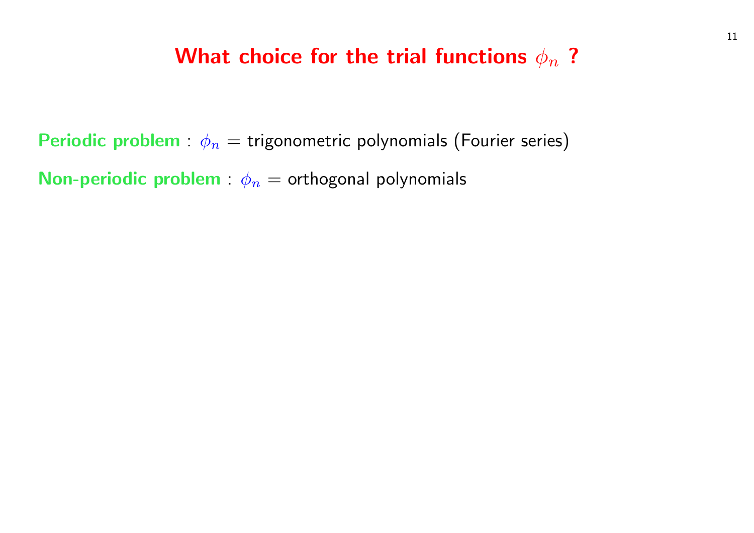# What choice for the trial functions $\phi_n$ ?

**Periodic problem** : $\phi_n =$ trigonometric polynomials (Fourier series)

**Non-periodic problem** : $\phi_n =$ orthogonal polynomials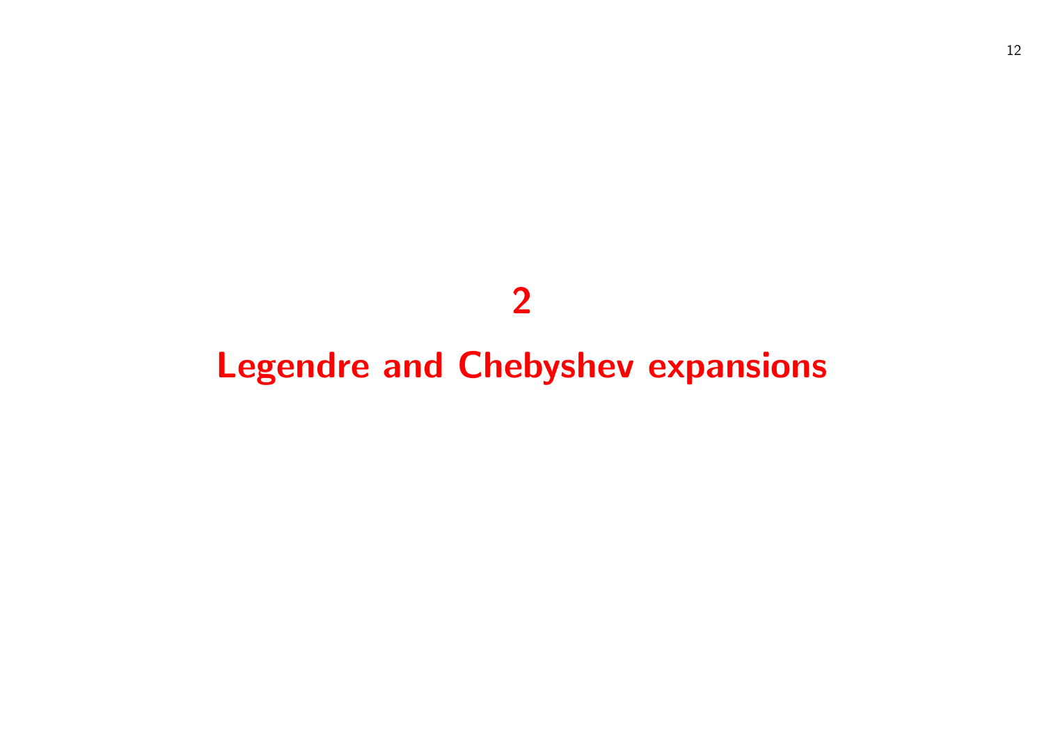# 2

# Legendre and Chebyshev expansions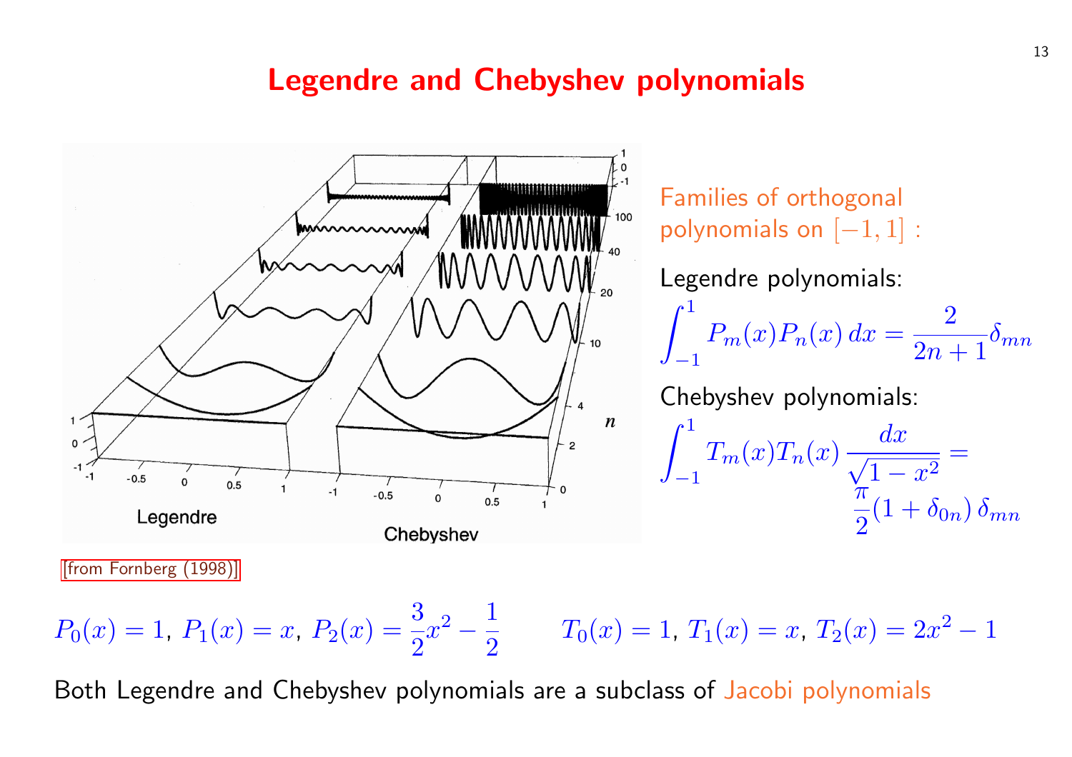# Legendre and Chebyshev polynomials

[from Fornberg (1998)]

Families of orthogonal polynomials on $[-1, 1]$ :

Legendre polynomials:

$$\int_{-1}^{1} P_m(x) P_n(x)\, dx = \frac{2}{2n+1} \delta_{mn}$$

Chebyshev polynomials:

$$\int_{-1}^{1} T_m(x) T_n(x)\, \frac{dx}{\sqrt{1-x^2}} = \frac{\pi}{2}(1 + \delta_{0n})\, \delta_{mn}$$

$P_0(x) = 1$, $P_1(x) = x$, $P_2(x) = \frac{3}{2}x^2 - \frac{1}{2}$ $\qquad$ $T_0(x) = 1$, $T_1(x) = x$, $T_2(x) = 2x^2 - 1$

Both Legendre and Chebyshev polynomials are a subclass of Jacobi polynomials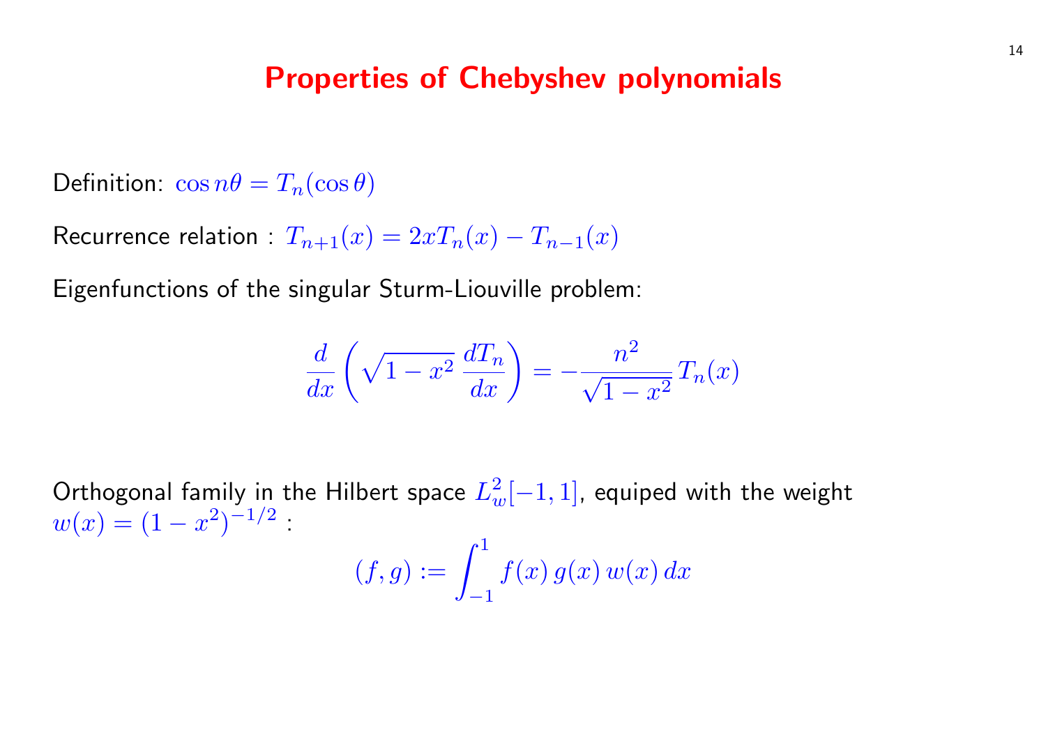# Properties of Chebyshev polynomials

Definition: $\cos n\theta = T_n(\cos\theta)$

Recurrence relation : $T_{n+1}(x) = 2xT_n(x) - T_{n-1}(x)$

Eigenfunctions of the singular Sturm-Liouville problem:

$$\frac{d}{dx}\left(\sqrt{1-x^2}\,\frac{dT_n}{dx}\right) = -\frac{n^2}{\sqrt{1-x^2}}\,T_n(x)$$

Orthogonal family in the Hilbert space $L^2_w[-1,1]$, equiped with the weight $w(x) = (1-x^2)^{-1/2}$ :

$$(f,g) := \int_{-1}^{1} f(x)\,g(x)\,w(x)\,dx$$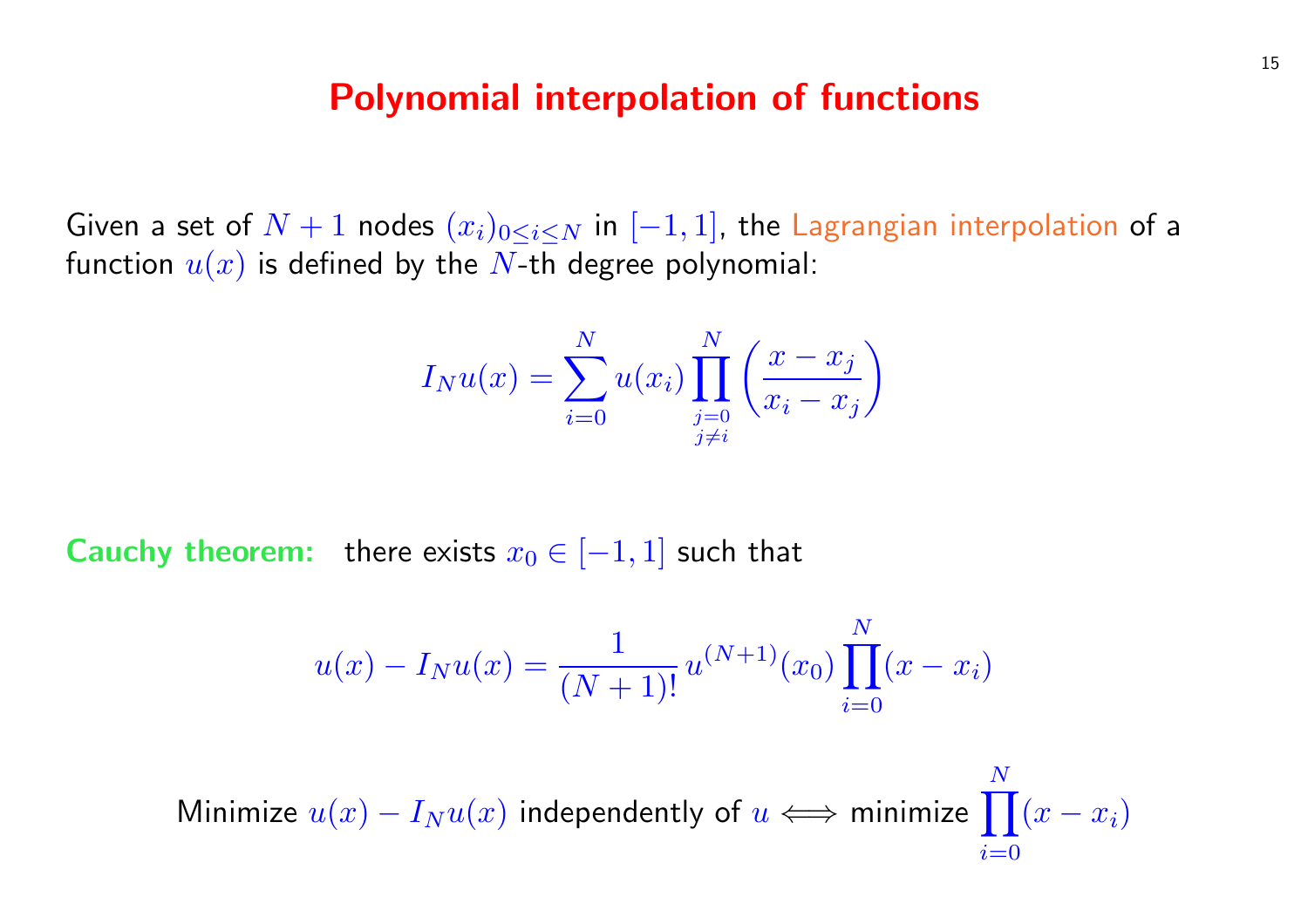# Polynomial interpolation of functions

Given a set of $N+1$ nodes $(x_i)_{0 \le i \le N}$ in $[-1,1]$, the Lagrangian interpolation of a function $u(x)$ is defined by the $N$-th degree polynomial:

$$I_N u(x) = \sum_{i=0}^{N} u(x_i) \prod_{\substack{j=0 \\ j \neq i}}^{N} \left( \frac{x - x_j}{x_i - x_j} \right)$$

**Cauchy theorem:** there exists $x_0 \in [-1,1]$ such that

$$u(x) - I_N u(x) = \frac{1}{(N+1)!} \, u^{(N+1)}(x_0) \prod_{i=0}^{N} (x - x_i)$$

Minimize $u(x) - I_N u(x)$ independently of $u \iff$ minimize $\displaystyle\prod_{i=0}^{N} (x - x_i)$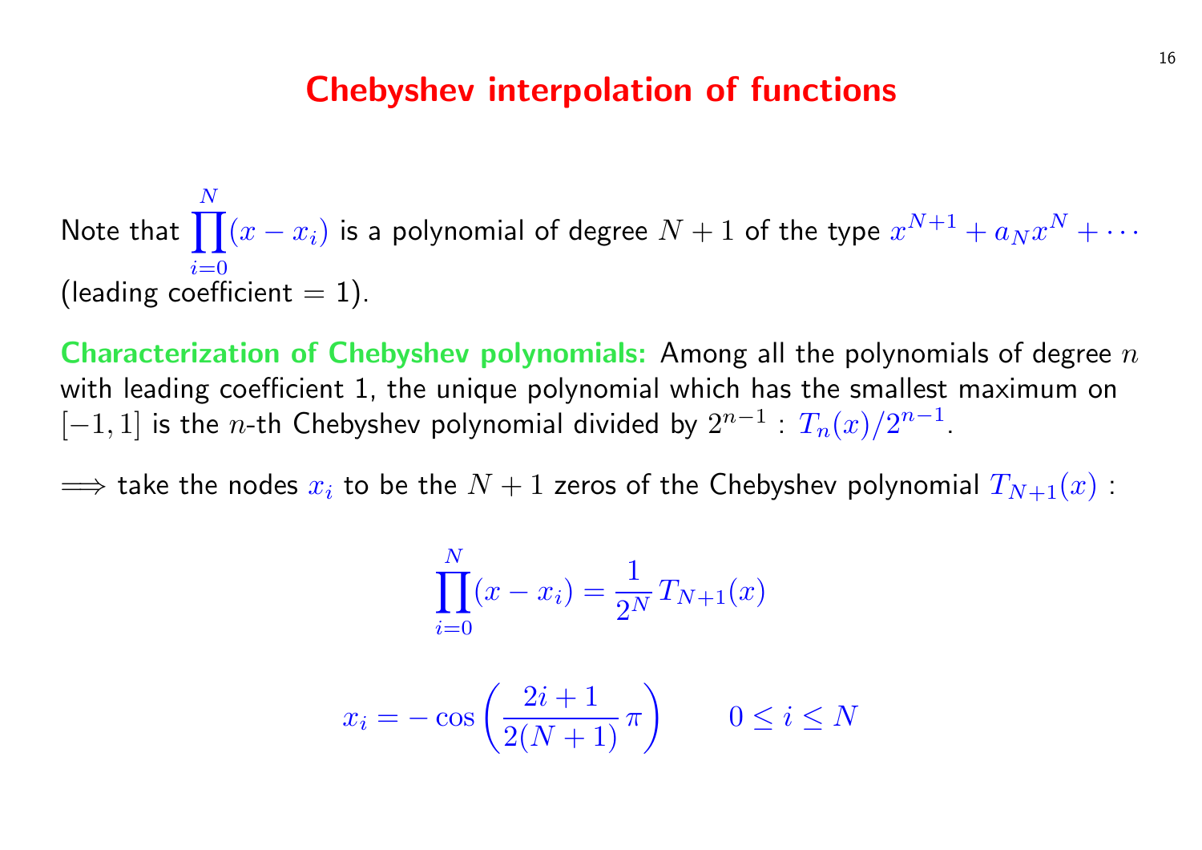# Chebyshev interpolation of functions

Note that $\prod_{i=0}^{N}(x - x_i)$ is a polynomial of degree $N+1$ of the type $x^{N+1} + a_N x^N + \cdots$ (leading coefficient $= 1$).

**Characterization of Chebyshev polynomials:** Among all the polynomials of degree $n$ with leading coefficient 1, the unique polynomial which has the smallest maximum on $[-1, 1]$ is the $n$-th Chebyshev polynomial divided by $2^{n-1}$ : $T_n(x)/2^{n-1}$.

$\Longrightarrow$ take the nodes $x_i$ to be the $N+1$ zeros of the Chebyshev polynomial $T_{N+1}(x)$ :

$$\prod_{i=0}^{N}(x - x_i) = \frac{1}{2^N}\, T_{N+1}(x)$$

$$x_i = -\cos\left(\frac{2i+1}{2(N+1)}\,\pi\right) \qquad 0 \leq i \leq N$$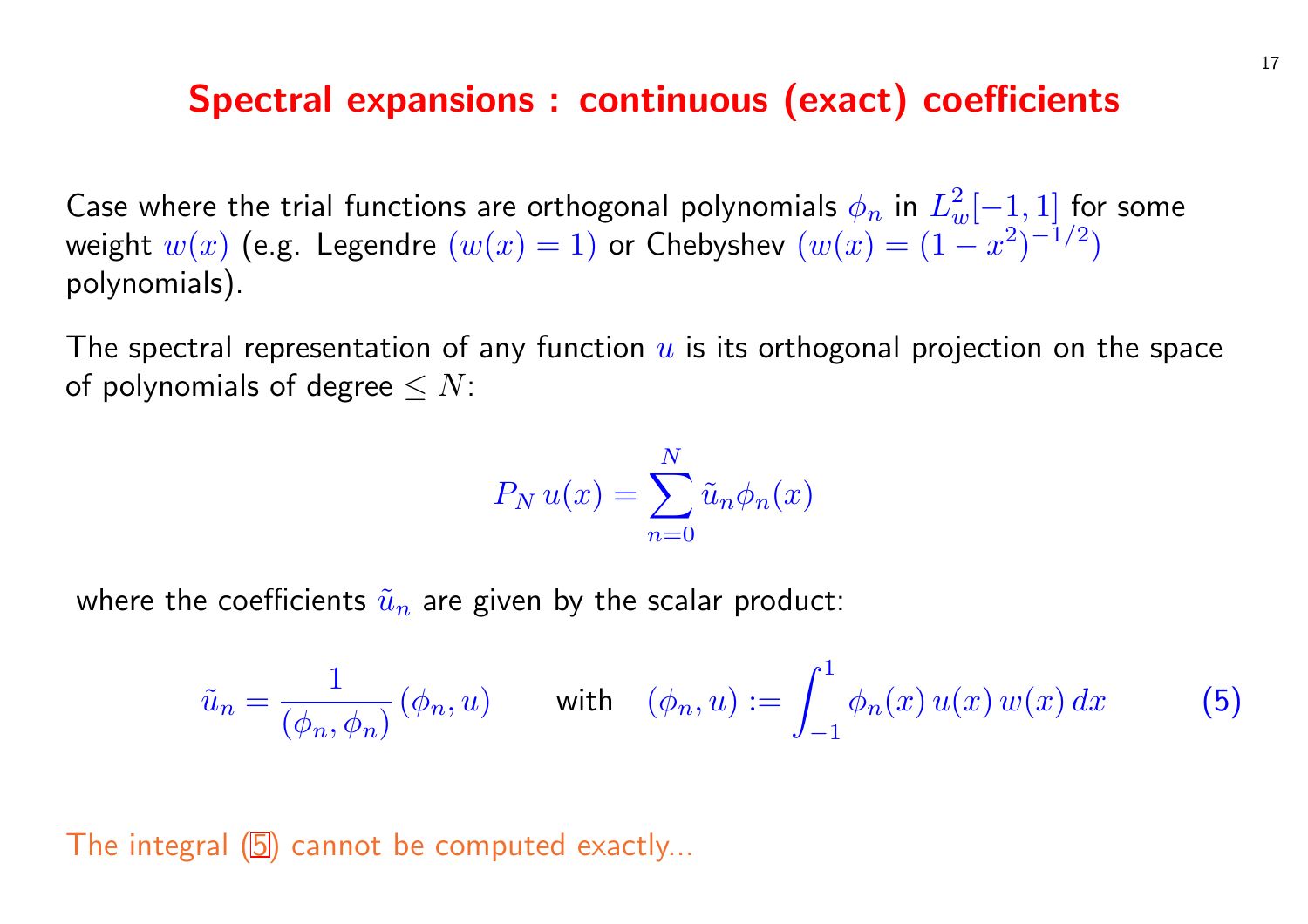# Spectral expansions : continuous (exact) coefficients

Case where the trial functions are orthogonal polynomials $\phi_n$ in $L^2_w[-1,1]$ for some weight $w(x)$ (e.g. Legendre $(w(x) = 1)$ or Chebyshev $(w(x) = (1-x^2)^{-1/2})$ polynomials).

The spectral representation of any function $u$ is its orthogonal projection on the space of polynomials of degree $\leq N$:

$$P_N\, u(x) = \sum_{n=0}^{N} \tilde{u}_n \phi_n(x)$$

where the coefficients $\tilde{u}_n$ are given by the scalar product:

$$\tilde{u}_n = \frac{1}{(\phi_n, \phi_n)} (\phi_n, u) \qquad \text{with} \quad (\phi_n, u) := \int_{-1}^{1} \phi_n(x)\, u(x)\, w(x)\, dx \qquad (5)$$

The integral (5) cannot be computed exactly...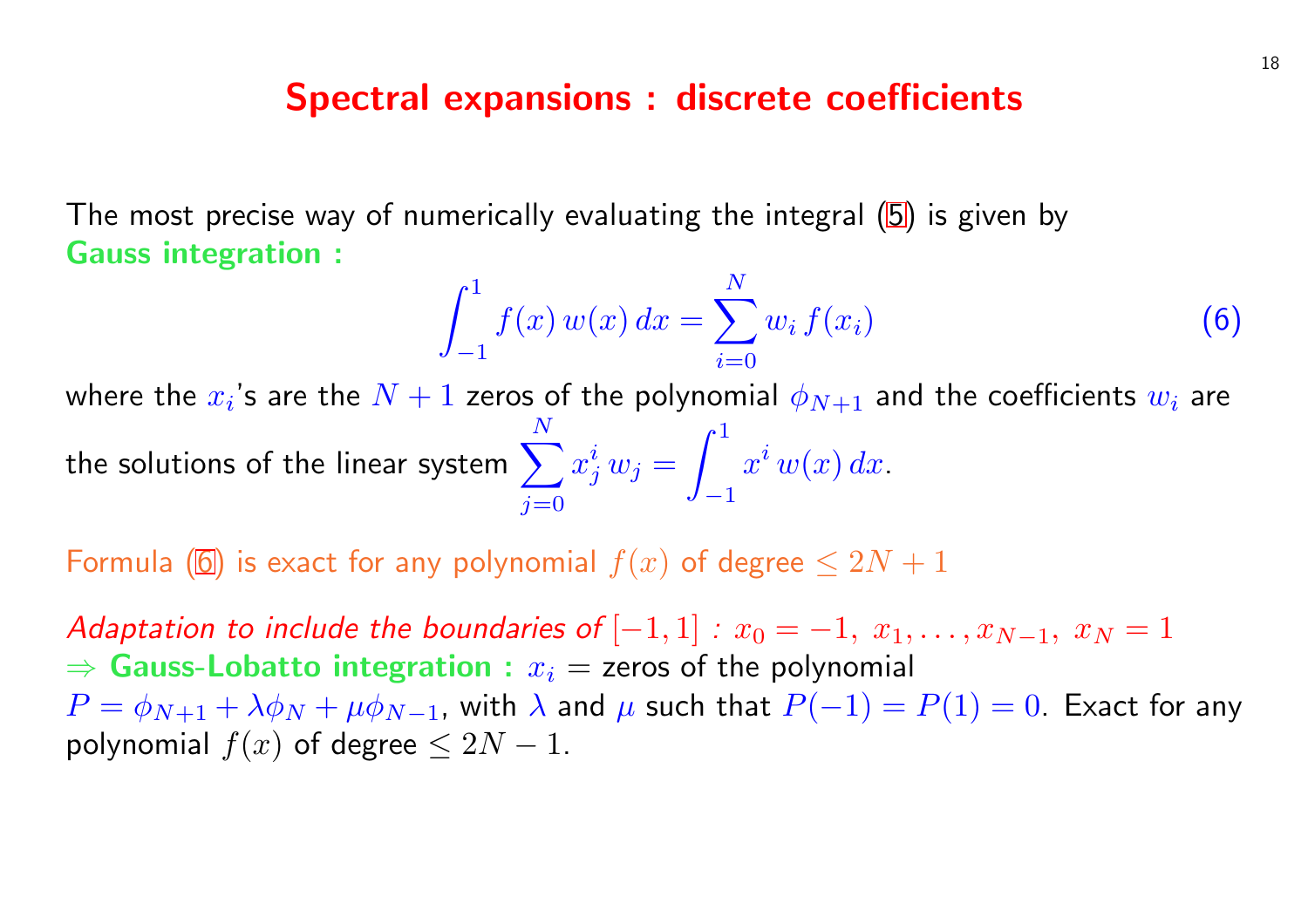# Spectral expansions : discrete coefficients

The most precise way of numerically evaluating the integral (5) is given by **Gauss integration :**

$$\int_{-1}^{1} f(x)\, w(x)\, dx = \sum_{i=0}^{N} w_i\, f(x_i) \tag{6}$$

where the $x_i$'s are the $N+1$ zeros of the polynomial $\phi_{N+1}$ and the coefficients $w_i$ are the solutions of the linear system $\displaystyle\sum_{j=0}^{N} x_j^i\, w_j = \int_{-1}^{1} x^i\, w(x)\, dx$.

Formula (6) is exact for any polynomial $f(x)$ of degree $\leq 2N+1$

*Adaptation to include the boundaries of* $[-1,1]$ *:* $x_0 = -1,\ x_1, \ldots, x_{N-1},\ x_N = 1$
$\Rightarrow$ **Gauss-Lobatto integration :** $x_i$ = zeros of the polynomial $P = \phi_{N+1} + \lambda\phi_N + \mu\phi_{N-1}$, with $\lambda$ and $\mu$ such that $P(-1) = P(1) = 0$. Exact for any polynomial $f(x)$ of degree $\leq 2N-1$.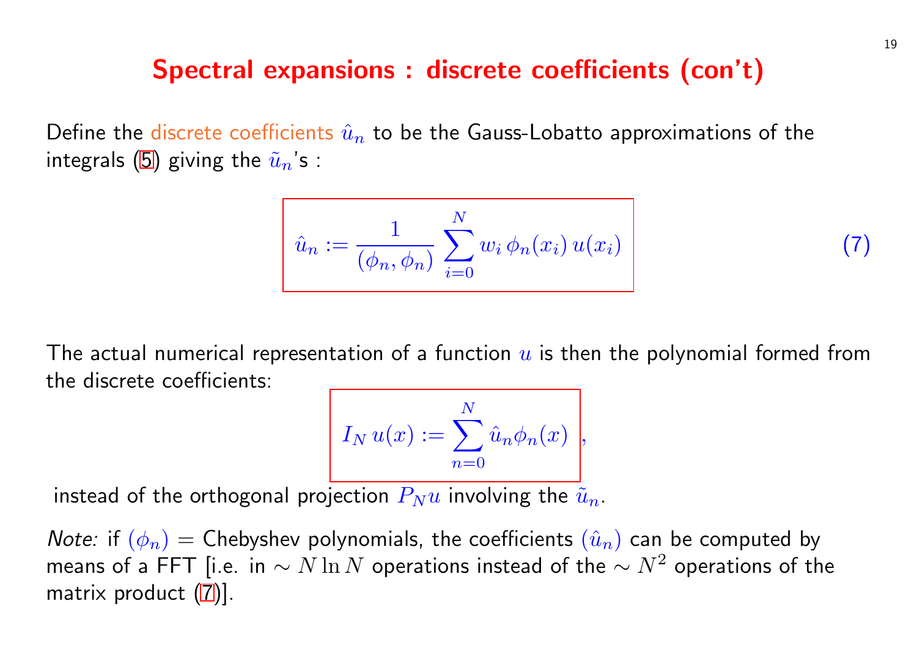# Spectral expansions : discrete coefficients (con't)

Define the discrete coefficients $\hat{u}_n$ to be the Gauss-Lobatto approximations of the integrals (5) giving the $\tilde{u}_n$'s :

$$\hat{u}_n := \frac{1}{(\phi_n, \phi_n)} \sum_{i=0}^{N} w_i \, \phi_n(x_i) \, u(x_i) \tag{7}$$

The actual numerical representation of a function $u$ is then the polynomial formed from the discrete coefficients:

$$I_N \, u(x) := \sum_{n=0}^{N} \hat{u}_n \phi_n(x) \, ,$$

instead of the orthogonal projection $P_N u$ involving the $\tilde{u}_n$.

*Note:* if $(\phi_n)$ = Chebyshev polynomials, the coefficients $(\hat{u}_n)$ can be computed by means of a FFT [i.e. in $\sim N \ln N$ operations instead of the $\sim N^2$ operations of the matrix product (7)].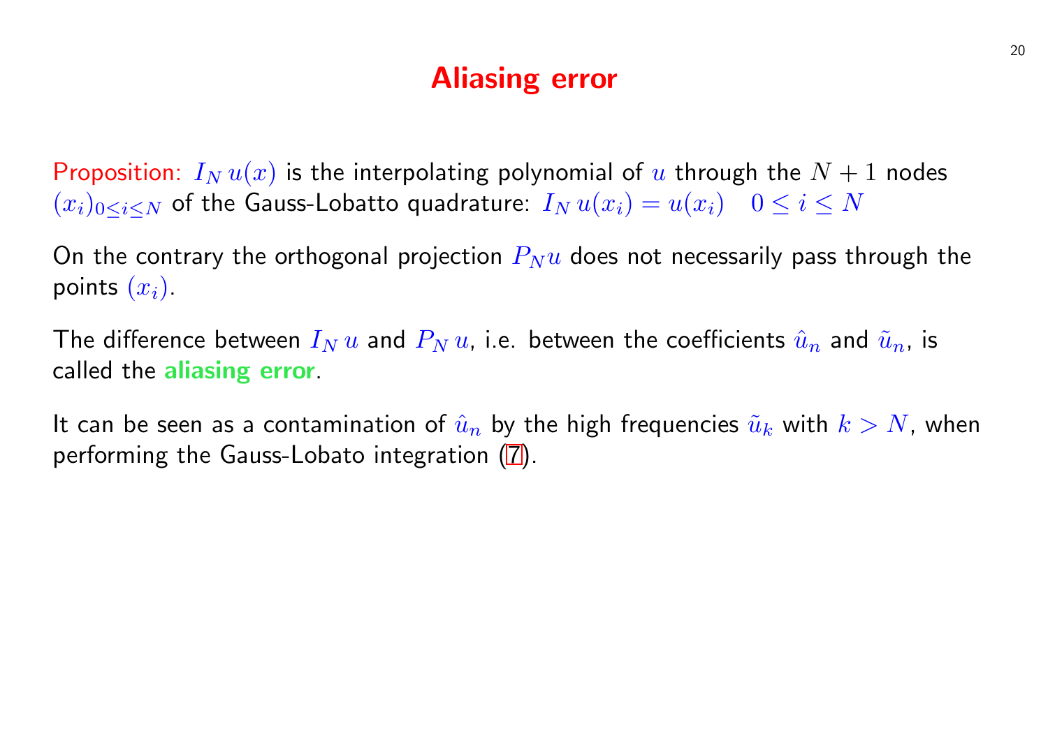# Aliasing error

Proposition: $I_N\, u(x)$ is the interpolating polynomial of $u$ through the $N+1$ nodes $(x_i)_{0 \leq i \leq N}$ of the Gauss-Lobatto quadrature: $I_N\, u(x_i) = u(x_i) \quad 0 \leq i \leq N$

On the contrary the orthogonal projection $P_N u$ does not necessarily pass through the points $(x_i)$.

The difference between $I_N\, u$ and $P_N\, u$, i.e. between the coefficients $\hat{u}_n$ and $\tilde{u}_n$, is called the **aliasing error**.

It can be seen as a contamination of $\hat{u}_n$ by the high frequencies $\tilde{u}_k$ with $k > N$, when performing the Gauss-Lobato integration (7).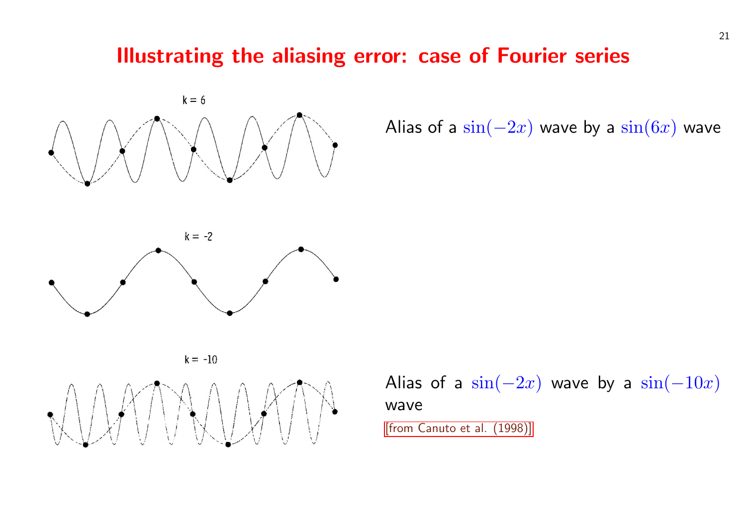# Illustrating the aliasing error: case of Fourier series

k = 6

Alias of a $\sin(-2x)$ wave by a $\sin(6x)$ wave

k = -2

k = -10

Alias of a $\sin(-2x)$ wave by a $\sin(-10x)$ wave

[from Canuto et al. (1998)]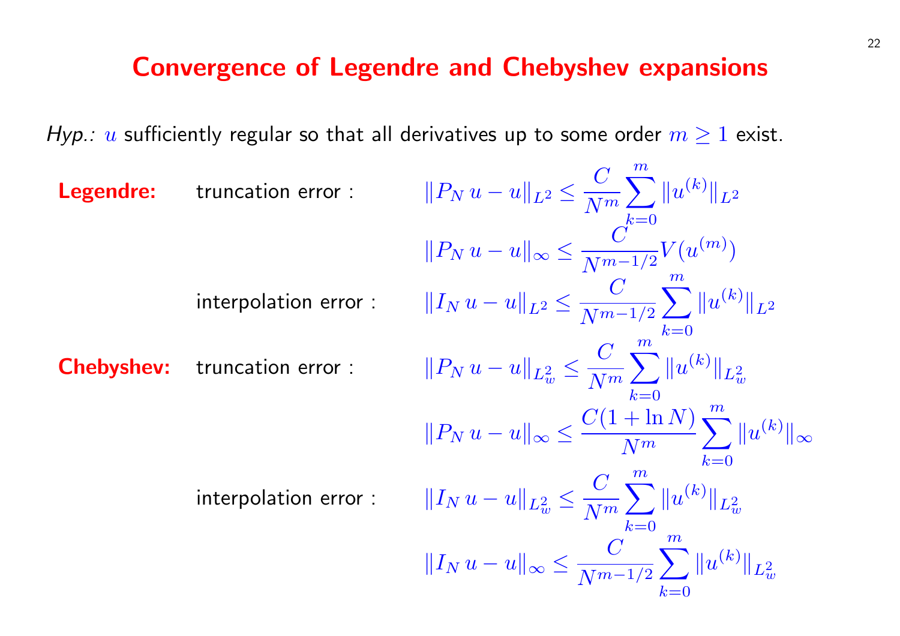# Convergence of Legendre and Chebyshev expansions

*Hyp.:* $u$ sufficiently regular so that all derivatives up to some order $m \geq 1$ exist.

**Legendre:**

truncation error :

$$\|P_N\, u - u\|_{L^2} \leq \frac{C}{N^m} \sum_{k=0}^{m} \|u^{(k)}\|_{L^2}$$

$$\|P_N\, u - u\|_{\infty} \leq \frac{C}{N^{m-1/2}} V(u^{(m)})$$

interpolation error :

$$\|I_N\, u - u\|_{L^2} \leq \frac{C}{N^{m-1/2}} \sum_{k=0}^{m} \|u^{(k)}\|_{L^2}$$

**Chebyshev:**

truncation error :

$$\|P_N\, u - u\|_{L^2_w} \leq \frac{C}{N^m} \sum_{k=0}^{m} \|u^{(k)}\|_{L^2_w}$$

$$\|P_N\, u - u\|_{\infty} \leq \frac{C(1 + \ln N)}{N^m} \sum_{k=0}^{m} \|u^{(k)}\|_{\infty}$$

interpolation error :

$$\|I_N\, u - u\|_{L^2_w} \leq \frac{C}{N^m} \sum_{k=0}^{m} \|u^{(k)}\|_{L^2_w}$$

$$\|I_N\, u - u\|_{\infty} \leq \frac{C}{N^{m-1/2}} \sum_{k=0}^{m} \|u^{(k)}\|_{L^2_w}$$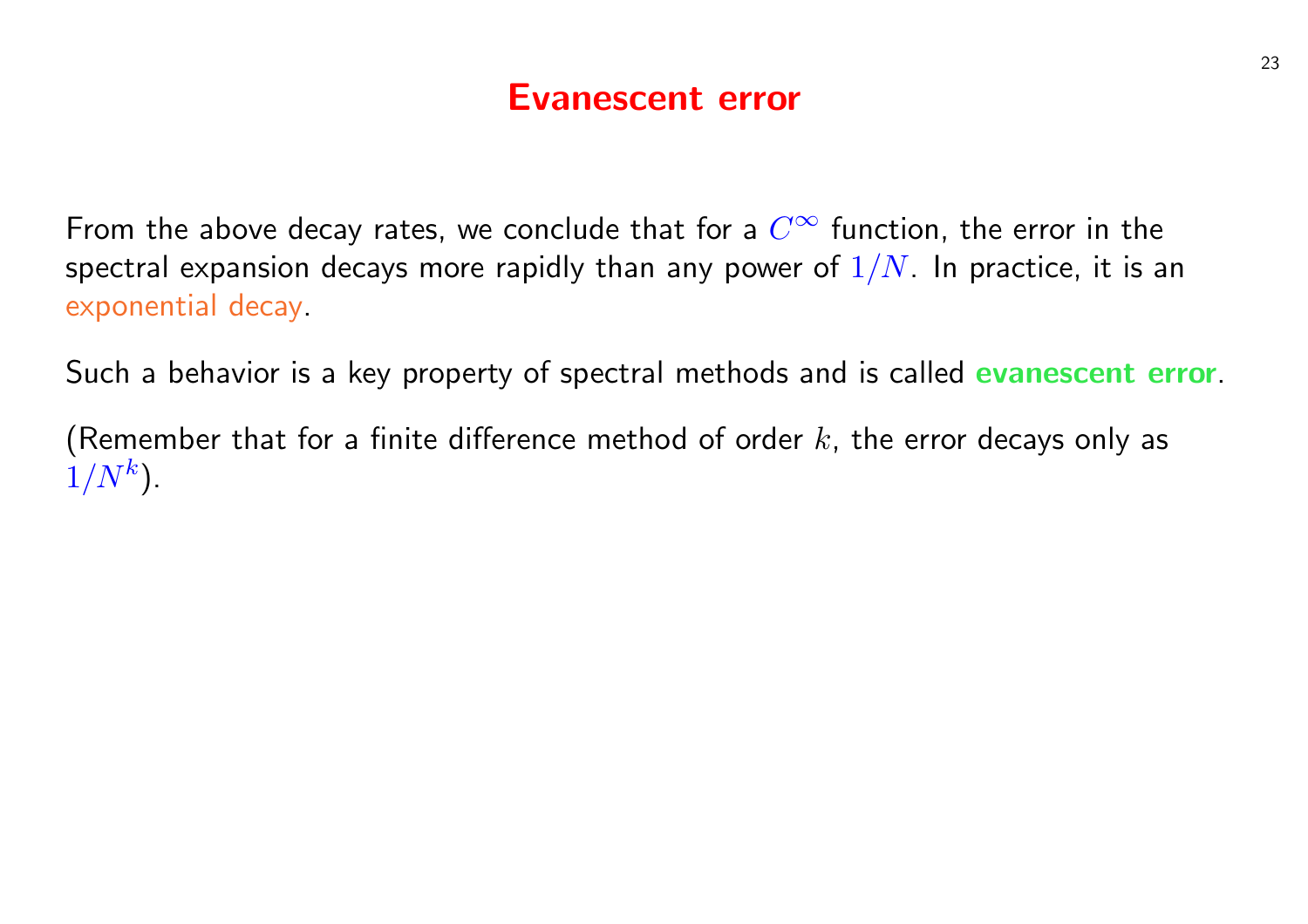# Evanescent error

From the above decay rates, we conclude that for a $C^\infty$ function, the error in the spectral expansion decays more rapidly than any power of $1/N$. In practice, it is an exponential decay.

Such a behavior is a key property of spectral methods and is called **evanescent error**.

(Remember that for a finite difference method of order $k$, the error decays only as $1/N^k$).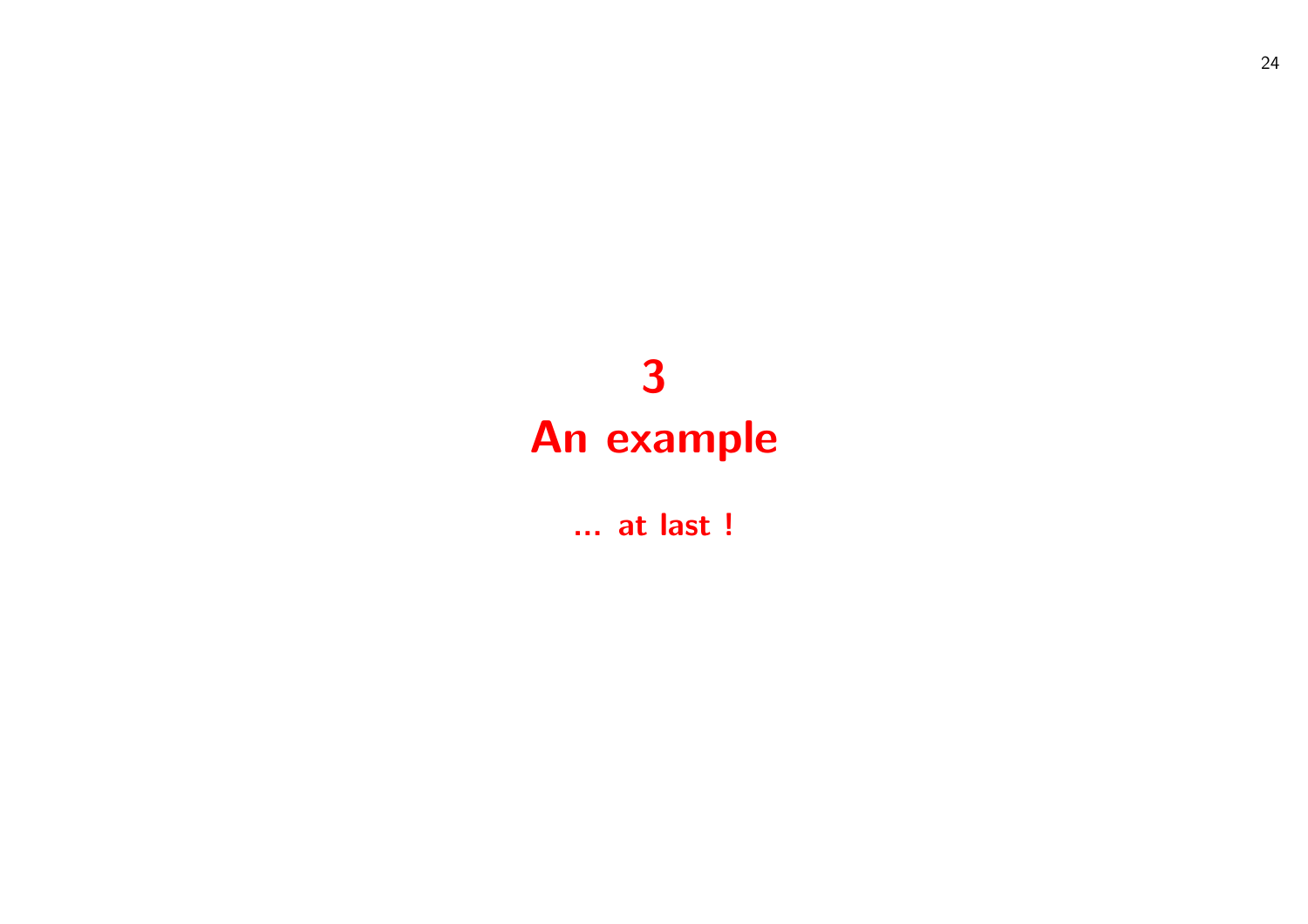# 3
# An example

**... at last !**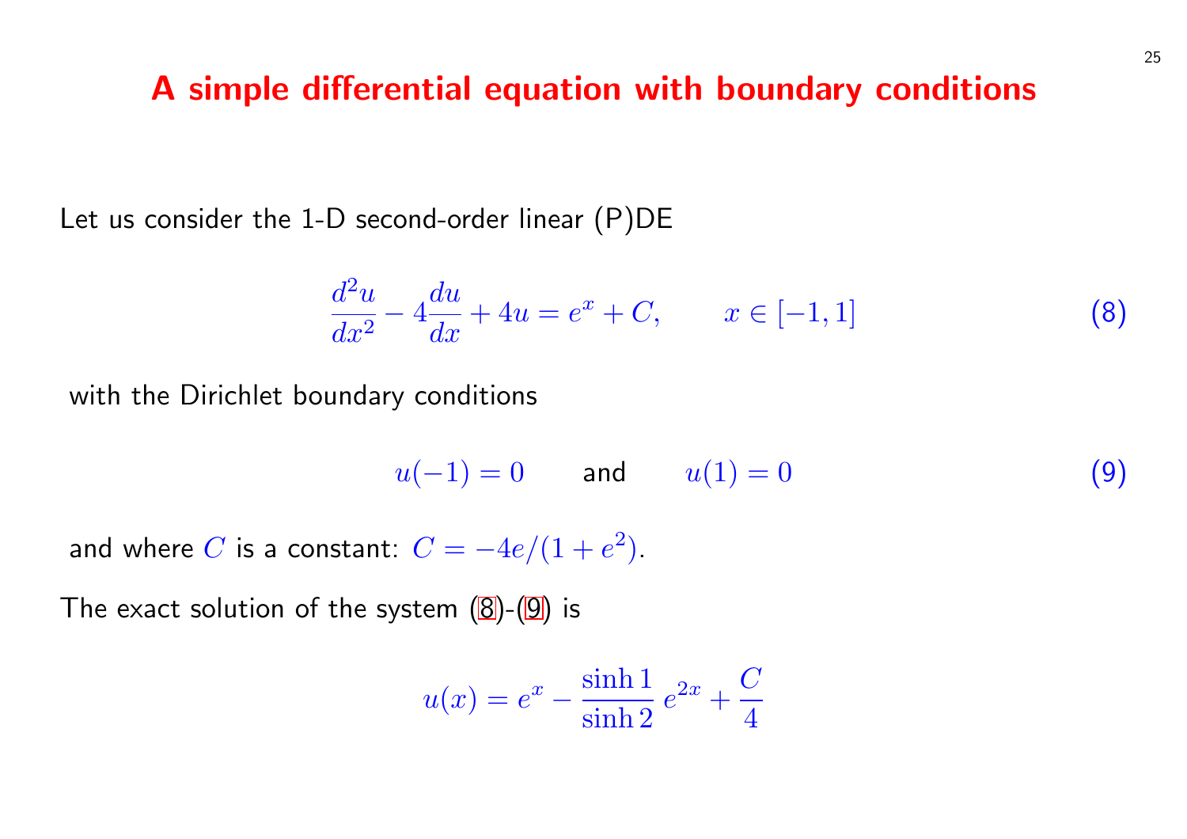# A simple differential equation with boundary conditions

Let us consider the 1-D second-order linear (P)DE

$$\frac{d^2u}{dx^2} - 4\frac{du}{dx} + 4u = e^x + C, \qquad x \in [-1, 1] \tag{8}$$

with the Dirichlet boundary conditions

$$u(-1) = 0 \qquad \text{and} \qquad u(1) = 0 \tag{9}$$

and where $C$ is a constant: $C = -4e/(1+e^2)$.

The exact solution of the system (8)-(9) is

$$u(x) = e^x - \frac{\sinh 1}{\sinh 2}\, e^{2x} + \frac{C}{4}$$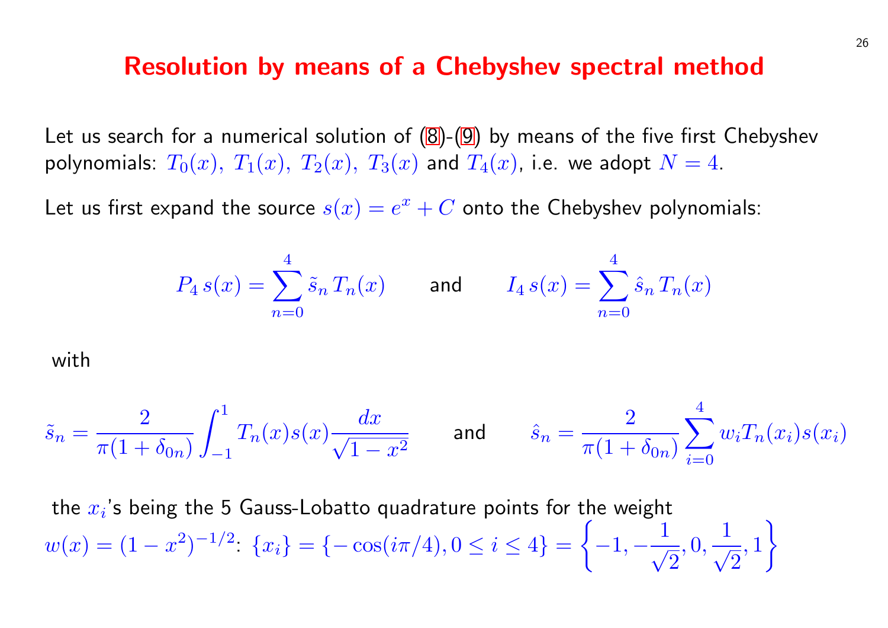# Resolution by means of a Chebyshev spectral method

Let us search for a numerical solution of (8)-(9) by means of the five first Chebyshev polynomials: $T_0(x),\ T_1(x),\ T_2(x),\ T_3(x)$ and $T_4(x)$, i.e. we adopt $N = 4$.

Let us first expand the source $s(x) = e^x + C$ onto the Chebyshev polynomials:

$$P_4\, s(x) = \sum_{n=0}^{4} \tilde{s}_n\, T_n(x) \qquad \text{and} \qquad I_4\, s(x) = \sum_{n=0}^{4} \hat{s}_n\, T_n(x)$$

with

$$\tilde{s}_n = \frac{2}{\pi(1+\delta_{0n})} \int_{-1}^{1} T_n(x) s(x) \frac{dx}{\sqrt{1-x^2}} \qquad \text{and} \qquad \hat{s}_n = \frac{2}{\pi(1+\delta_{0n})} \sum_{i=0}^{4} w_i T_n(x_i) s(x_i)$$

the $x_i$'s being the 5 Gauss-Lobatto quadrature points for the weight $w(x) = (1-x^2)^{-1/2}$: $\{x_i\} = \{-\cos(i\pi/4), 0 \le i \le 4\} = \left\{-1, -\frac{1}{\sqrt{2}}, 0, \frac{1}{\sqrt{2}}, 1\right\}$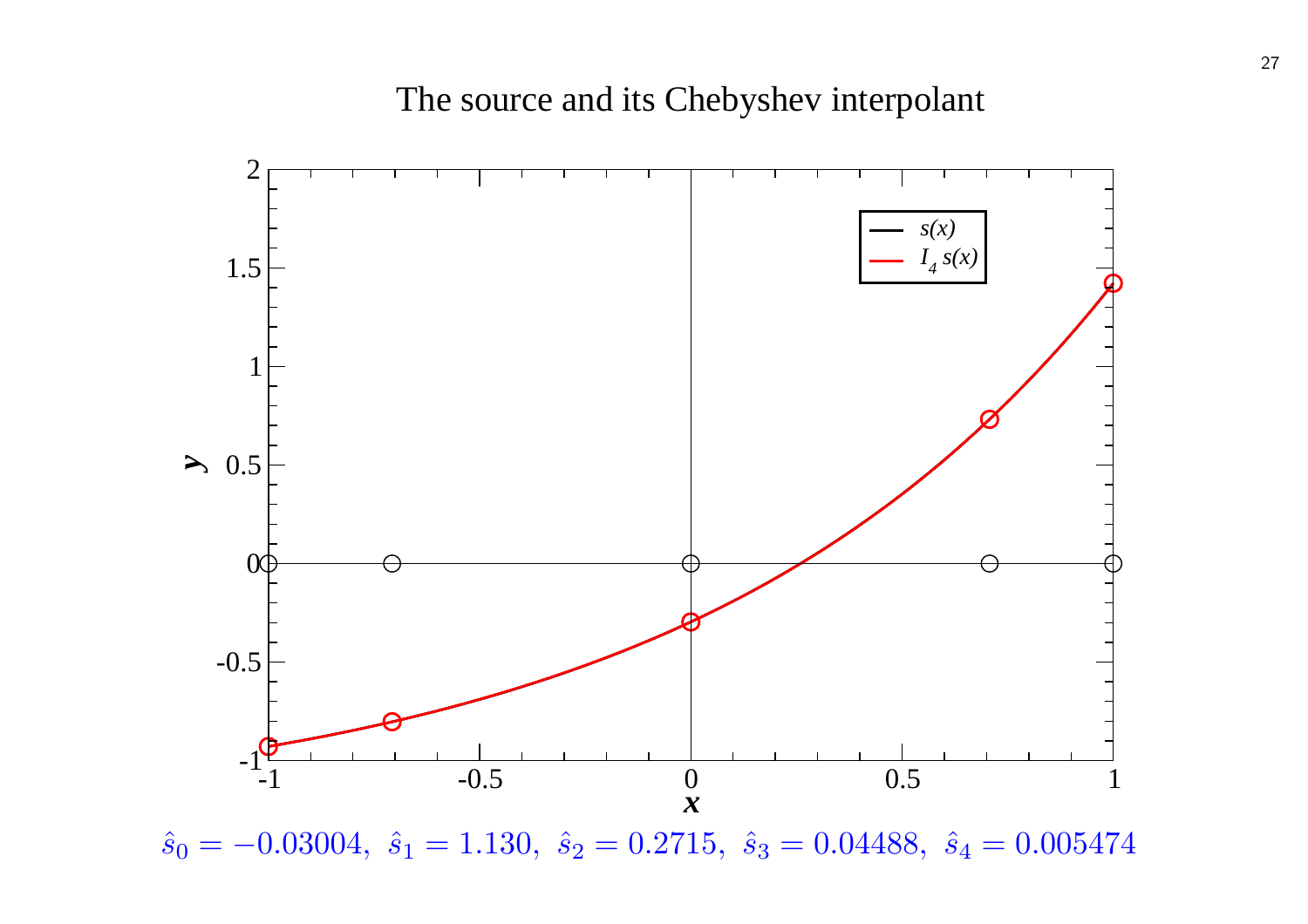The source and its Chebyshev interpolant

$\hat{s}_0 = -0.03004,\ \hat{s}_1 = 1.130,\ \hat{s}_2 = 0.2715,\ \hat{s}_3 = 0.04488,\ \hat{s}_4 = 0.005474$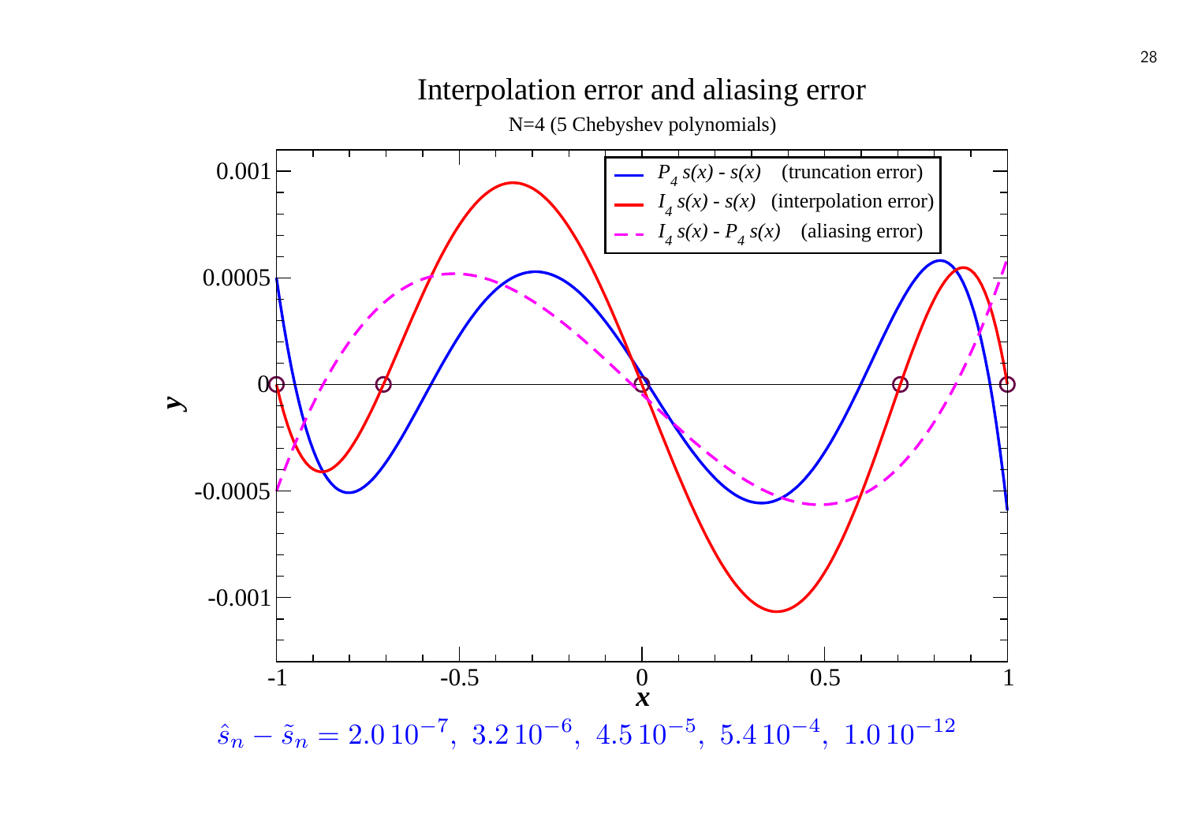# Interpolation error and aliasing error

N=4 (5 Chebyshev polynomials)

$P_4\, s(x) - s(x)$ (truncation error)

$I_4\, s(x) - s(x)$ (interpolation error)

$I_4\, s(x) - P_4\, s(x)$ (aliasing error)

$$\hat{s}_n - \tilde{s}_n = 2.0\,10^{-7},\ 3.2\,10^{-6},\ 4.5\,10^{-5},\ 5.4\,10^{-4},\ 1.0\,10^{-12}$$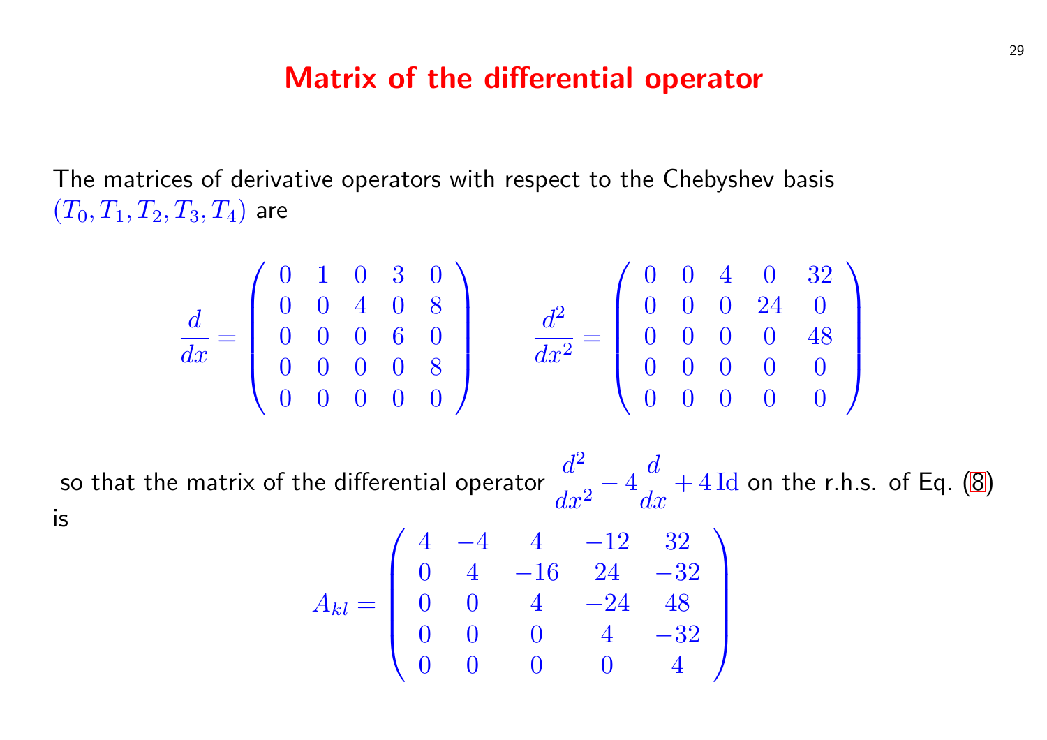# Matrix of the differential operator

The matrices of derivative operators with respect to the Chebyshev basis $(T_0, T_1, T_2, T_3, T_4)$ are

$$\frac{d}{dx} = \begin{pmatrix} 0 & 1 & 0 & 3 & 0 \\ 0 & 0 & 4 & 0 & 8 \\ 0 & 0 & 0 & 6 & 0 \\ 0 & 0 & 0 & 0 & 8 \\ 0 & 0 & 0 & 0 & 0 \end{pmatrix} \qquad \frac{d^2}{dx^2} = \begin{pmatrix} 0 & 0 & 4 & 0 & 32 \\ 0 & 0 & 0 & 24 & 0 \\ 0 & 0 & 0 & 0 & 48 \\ 0 & 0 & 0 & 0 & 0 \\ 0 & 0 & 0 & 0 & 0 \end{pmatrix}$$

so that the matrix of the differential operator $\dfrac{d^2}{dx^2} - 4\dfrac{d}{dx} + 4\,\mathrm{Id}$ on the r.h.s. of Eq. (8) is

$$A_{kl} = \begin{pmatrix} 4 & -4 & 4 & -12 & 32 \\ 0 & 4 & -16 & 24 & -32 \\ 0 & 0 & 4 & -24 & 48 \\ 0 & 0 & 0 & 4 & -32 \\ 0 & 0 & 0 & 0 & 4 \end{pmatrix}$$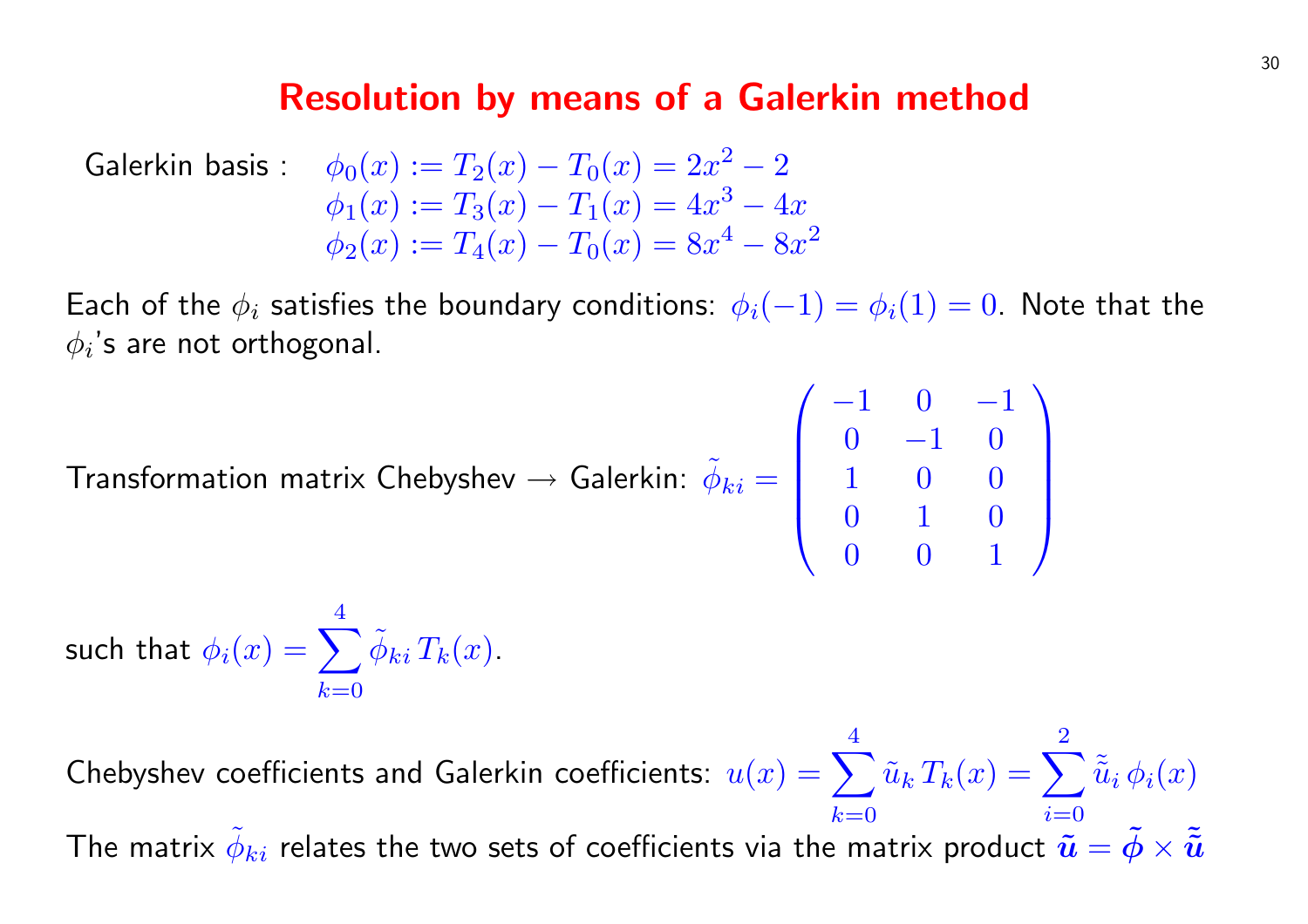# Resolution by means of a Galerkin method

Galerkin basis :

$$\phi_0(x) := T_2(x) - T_0(x) = 2x^2 - 2$$
$$\phi_1(x) := T_3(x) - T_1(x) = 4x^3 - 4x$$
$$\phi_2(x) := T_4(x) - T_0(x) = 8x^4 - 8x^2$$

Each of the $\phi_i$ satisfies the boundary conditions: $\phi_i(-1) = \phi_i(1) = 0$. Note that the $\phi_i$'s are not orthogonal.

Transformation matrix Chebyshev $\rightarrow$ Galerkin:

$$\tilde{\phi}_{ki} = \begin{pmatrix} -1 & 0 & -1 \\ 0 & -1 & 0 \\ 1 & 0 & 0 \\ 0 & 1 & 0 \\ 0 & 0 & 1 \end{pmatrix}$$

such that $\phi_i(x) = \sum_{k=0}^{4} \tilde{\phi}_{ki} \, T_k(x)$.

Chebyshev coefficients and Galerkin coefficients: $u(x) = \sum_{k=0}^{4} \tilde{u}_k \, T_k(x) = \sum_{i=0}^{2} \tilde{\tilde{u}}_i \, \phi_i(x)$

The matrix $\tilde{\phi}_{ki}$ relates the two sets of coefficients via the matrix product $\tilde{\boldsymbol{u}} = \tilde{\boldsymbol{\phi}} \times \tilde{\tilde{\boldsymbol{u}}}$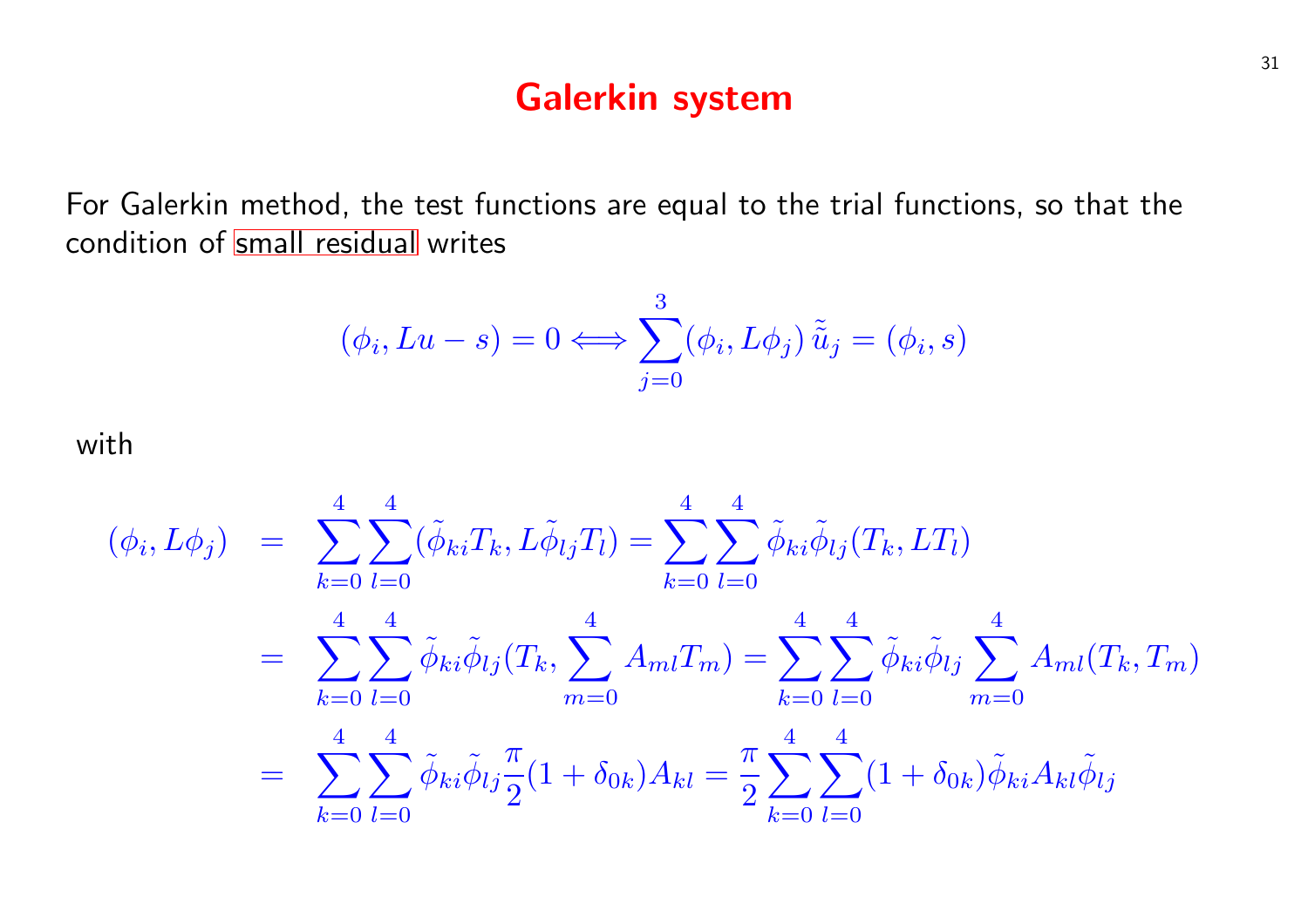# Galerkin system

For Galerkin method, the test functions are equal to the trial functions, so that the condition of small residual writes

$$(\phi_i, Lu - s) = 0 \Longleftrightarrow \sum_{j=0}^{3} (\phi_i, L\phi_j)\, \tilde{\tilde{u}}_j = (\phi_i, s)$$

with

$$\begin{aligned}
(\phi_i, L\phi_j) &= \sum_{k=0}^{4}\sum_{l=0}^{4} (\tilde{\phi}_{ki} T_k, L\tilde{\phi}_{lj} T_l) = \sum_{k=0}^{4}\sum_{l=0}^{4} \tilde{\phi}_{ki}\tilde{\phi}_{lj}(T_k, LT_l) \\
&= \sum_{k=0}^{4}\sum_{l=0}^{4} \tilde{\phi}_{ki}\tilde{\phi}_{lj}(T_k, \sum_{m=0}^{4} A_{ml} T_m) = \sum_{k=0}^{4}\sum_{l=0}^{4} \tilde{\phi}_{ki}\tilde{\phi}_{lj} \sum_{m=0}^{4} A_{ml}(T_k, T_m) \\
&= \sum_{k=0}^{4}\sum_{l=0}^{4} \tilde{\phi}_{ki}\tilde{\phi}_{lj} \frac{\pi}{2}(1+\delta_{0k}) A_{kl} = \frac{\pi}{2} \sum_{k=0}^{4}\sum_{l=0}^{4} (1+\delta_{0k}) \tilde{\phi}_{ki} A_{kl} \tilde{\phi}_{lj}
\end{aligned}$$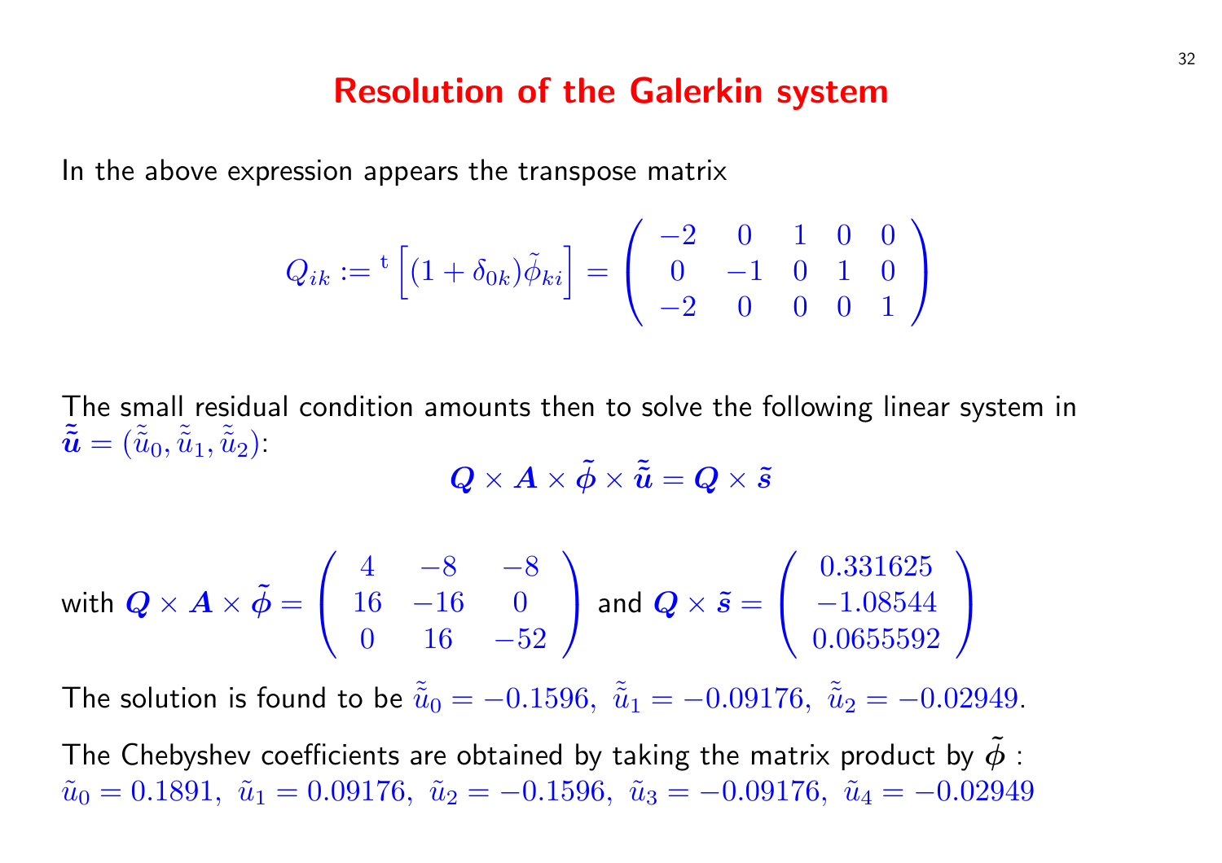# Resolution of the Galerkin system

In the above expression appears the transpose matrix

$$Q_{ik} := {}^{\mathrm{t}}\left[(1+\delta_{0k})\tilde{\phi}_{ki}\right] = \begin{pmatrix} -2 & 0 & 1 & 0 & 0 \\ 0 & -1 & 0 & 1 & 0 \\ -2 & 0 & 0 & 0 & 1 \end{pmatrix}$$

The small residual condition amounts then to solve the following linear system in $\tilde{\tilde{\boldsymbol{u}}} = (\tilde{\tilde{u}}_0, \tilde{\tilde{u}}_1, \tilde{\tilde{u}}_2)$:

$$\boldsymbol{Q} \times \boldsymbol{A} \times \tilde{\boldsymbol{\phi}} \times \tilde{\tilde{\boldsymbol{u}}} = \boldsymbol{Q} \times \tilde{\boldsymbol{s}}$$

with $\boldsymbol{Q} \times \boldsymbol{A} \times \tilde{\boldsymbol{\phi}} = \begin{pmatrix} 4 & -8 & -8 \\ 16 & -16 & 0 \\ 0 & 16 & -52 \end{pmatrix}$ and $\boldsymbol{Q} \times \tilde{\boldsymbol{s}} = \begin{pmatrix} 0.331625 \\ -1.08544 \\ 0.0655592 \end{pmatrix}$

The solution is found to be $\tilde{\tilde{u}}_0 = -0.1596,\ \tilde{\tilde{u}}_1 = -0.09176,\ \tilde{\tilde{u}}_2 = -0.02949$.

The Chebyshev coefficients are obtained by taking the matrix product by $\tilde{\boldsymbol{\phi}}$ :
$\tilde{u}_0 = 0.1891,\ \tilde{u}_1 = 0.09176,\ \tilde{u}_2 = -0.1596,\ \tilde{u}_3 = -0.09176,\ \tilde{u}_4 = -0.02949$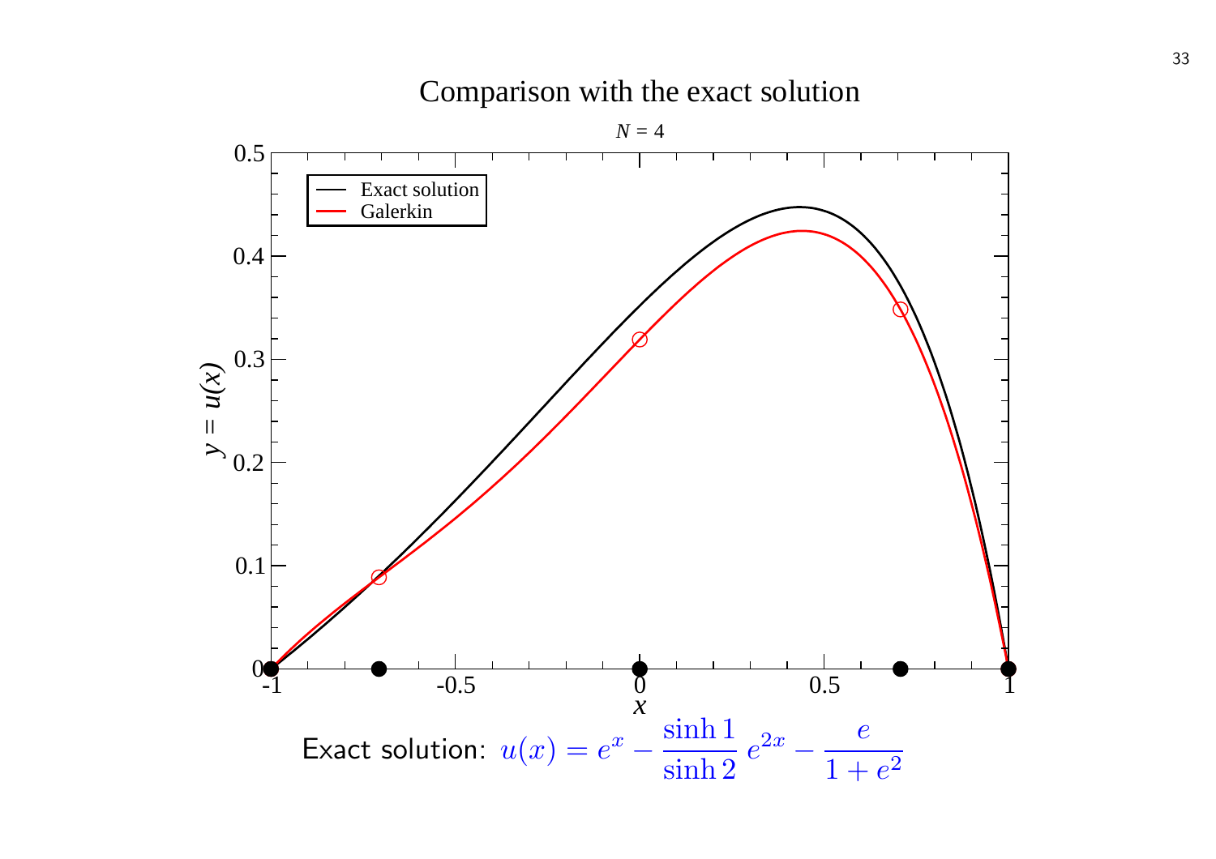# Comparison with the exact solution

Exact solution: $u(x) = e^x - \dfrac{\sinh 1}{\sinh 2}\, e^{2x} - \dfrac{e}{1+e^2}$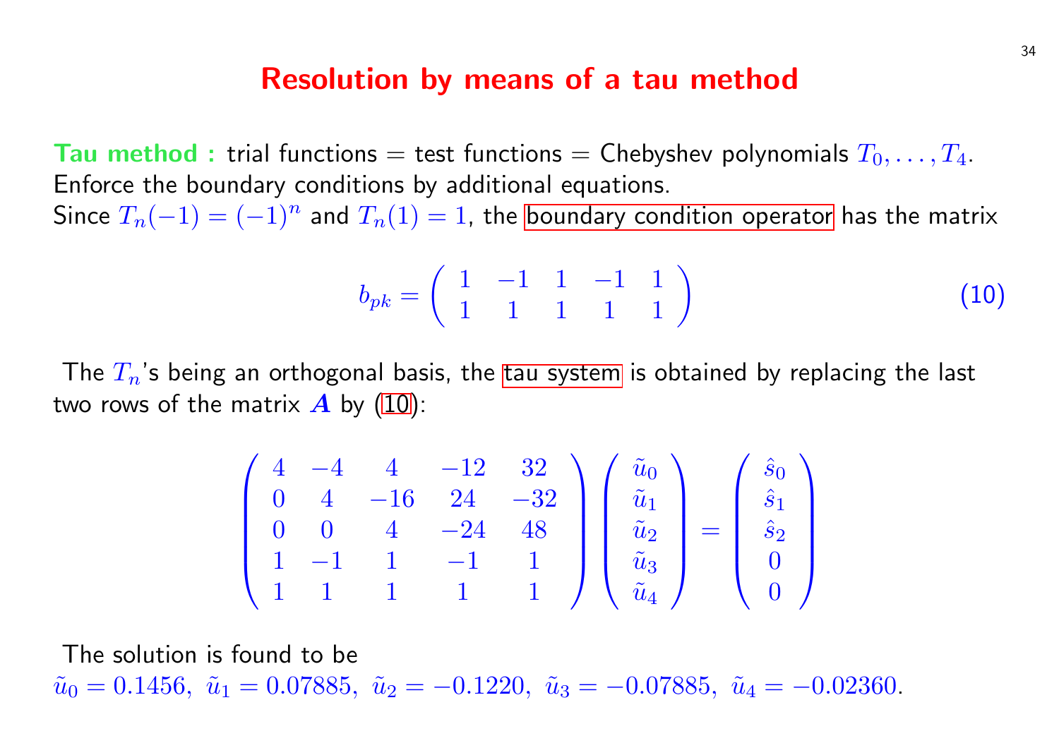# Resolution by means of a tau method

**Tau method :** trial functions = test functions = Chebyshev polynomials $T_0, \ldots, T_4$.
Enforce the boundary conditions by additional equations.
Since $T_n(-1) = (-1)^n$ and $T_n(1) = 1$, the boundary condition operator has the matrix

$$b_{pk} = \begin{pmatrix} 1 & -1 & 1 & -1 & 1 \\ 1 & 1 & 1 & 1 & 1 \end{pmatrix} \tag{10}$$

The $T_n$'s being an orthogonal basis, the tau system is obtained by replacing the last two rows of the matrix $\boldsymbol{A}$ by (10):

$$\begin{pmatrix} 4 & -4 & 4 & -12 & 32 \\ 0 & 4 & -16 & 24 & -32 \\ 0 & 0 & 4 & -24 & 48 \\ 1 & -1 & 1 & -1 & 1 \\ 1 & 1 & 1 & 1 & 1 \end{pmatrix} \begin{pmatrix} \tilde{u}_0 \\ \tilde{u}_1 \\ \tilde{u}_2 \\ \tilde{u}_3 \\ \tilde{u}_4 \end{pmatrix} = \begin{pmatrix} \hat{s}_0 \\ \hat{s}_1 \\ \hat{s}_2 \\ 0 \\ 0 \end{pmatrix}$$

The solution is found to be
$\tilde{u}_0 = 0.1456, \ \tilde{u}_1 = 0.07885, \ \tilde{u}_2 = -0.1220, \ \tilde{u}_3 = -0.07885, \ \tilde{u}_4 = -0.02360.$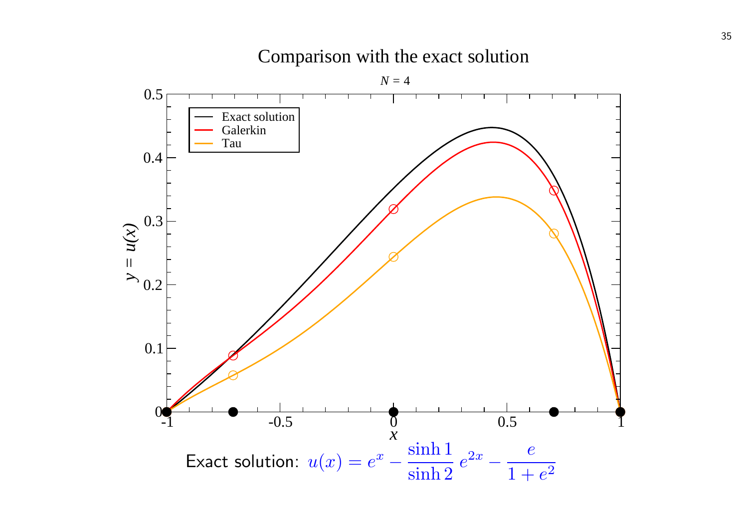# Comparison with the exact solution

$N = 4$

Exact solution: $u(x) = e^x - \dfrac{\sinh 1}{\sinh 2}\, e^{2x} - \dfrac{e}{1+e^2}$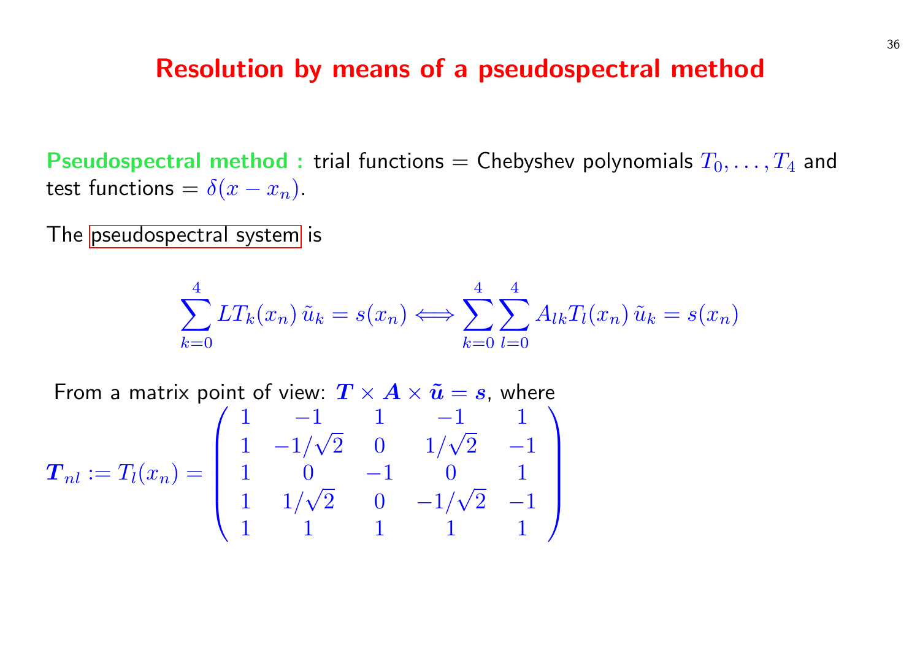# Resolution by means of a pseudospectral method

**Pseudospectral method :** trial functions = Chebyshev polynomials $T_0, \ldots, T_4$ and test functions = $\delta(x - x_n)$.

The pseudospectral system is

$$\sum_{k=0}^{4} LT_k(x_n)\,\tilde{u}_k = s(x_n) \Longleftrightarrow \sum_{k=0}^{4}\sum_{l=0}^{4} A_{lk} T_l(x_n)\,\tilde{u}_k = s(x_n)$$

From a matrix point of view: $\boldsymbol{T} \times \boldsymbol{A} \times \tilde{\boldsymbol{u}} = \boldsymbol{s}$, where

$$\boldsymbol{T}_{nl} := T_l(x_n) = \begin{pmatrix} 1 & -1 & 1 & -1 & 1 \\ 1 & -1/\sqrt{2} & 0 & 1/\sqrt{2} & -1 \\ 1 & 0 & -1 & 0 & 1 \\ 1 & 1/\sqrt{2} & 0 & -1/\sqrt{2} & -1 \\ 1 & 1 & 1 & 1 & 1 \end{pmatrix}$$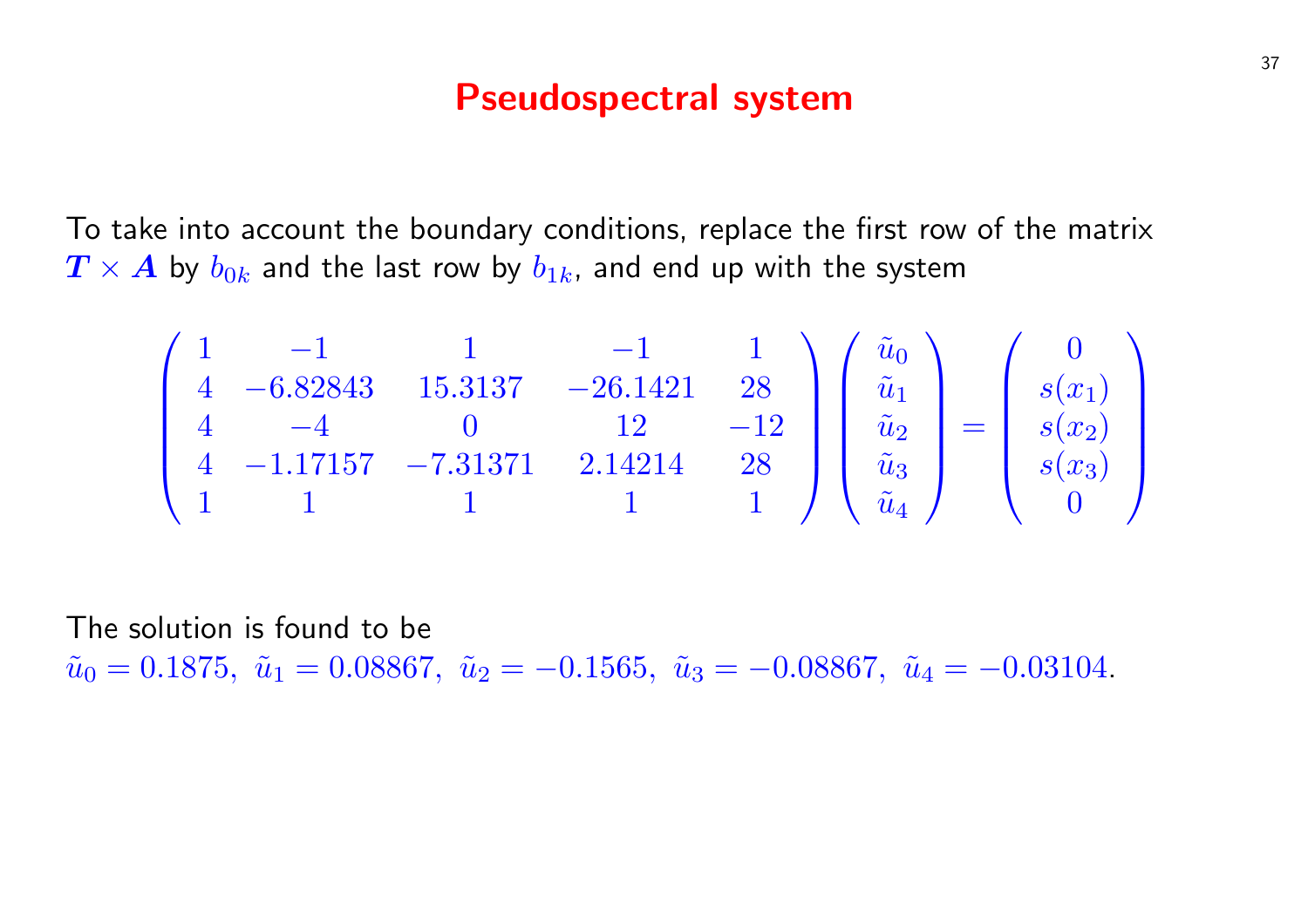# Pseudospectral system

To take into account the boundary conditions, replace the first row of the matrix $\boldsymbol{T} \times \boldsymbol{A}$ by $b_{0k}$ and the last row by $b_{1k}$, and end up with the system

$$
\begin{pmatrix}
1 & -1 & 1 & -1 & 1 \\
4 & -6.82843 & 15.3137 & -26.1421 & 28 \\
4 & -4 & 0 & 12 & -12 \\
4 & -1.17157 & -7.31371 & 2.14214 & 28 \\
1 & 1 & 1 & 1 & 1
\end{pmatrix}
\begin{pmatrix}
\tilde{u}_0 \\
\tilde{u}_1 \\
\tilde{u}_2 \\
\tilde{u}_3 \\
\tilde{u}_4
\end{pmatrix}
=
\begin{pmatrix}
0 \\
s(x_1) \\
s(x_2) \\
s(x_3) \\
0
\end{pmatrix}
$$

The solution is found to be
$\tilde{u}_0 = 0.1875,\ \tilde{u}_1 = 0.08867,\ \tilde{u}_2 = -0.1565,\ \tilde{u}_3 = -0.08867,\ \tilde{u}_4 = -0.03104.$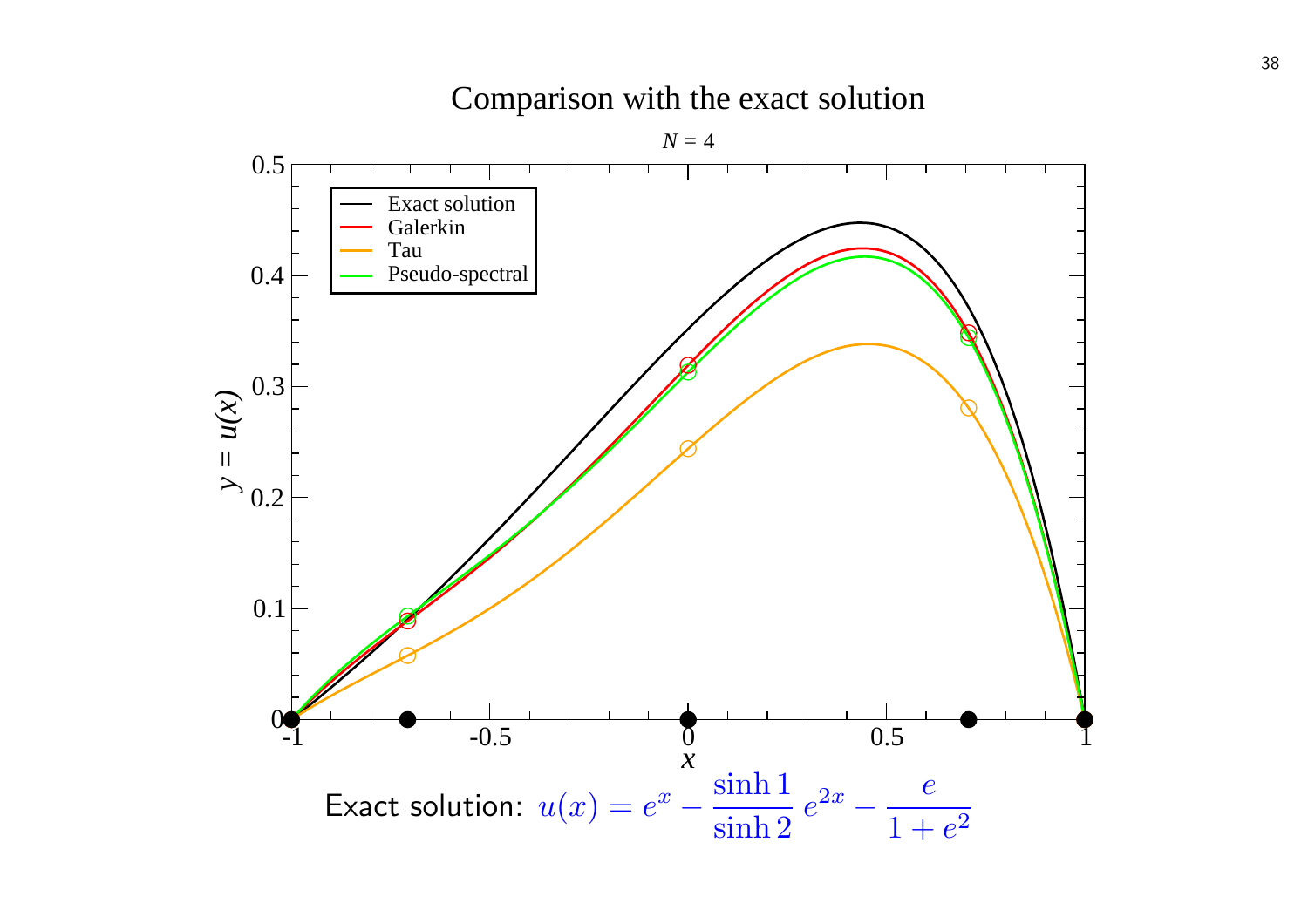# Comparison with the exact solution

Exact solution: $u(x) = e^x - \dfrac{\sinh 1}{\sinh 2}\, e^{2x} - \dfrac{e}{1+e^2}$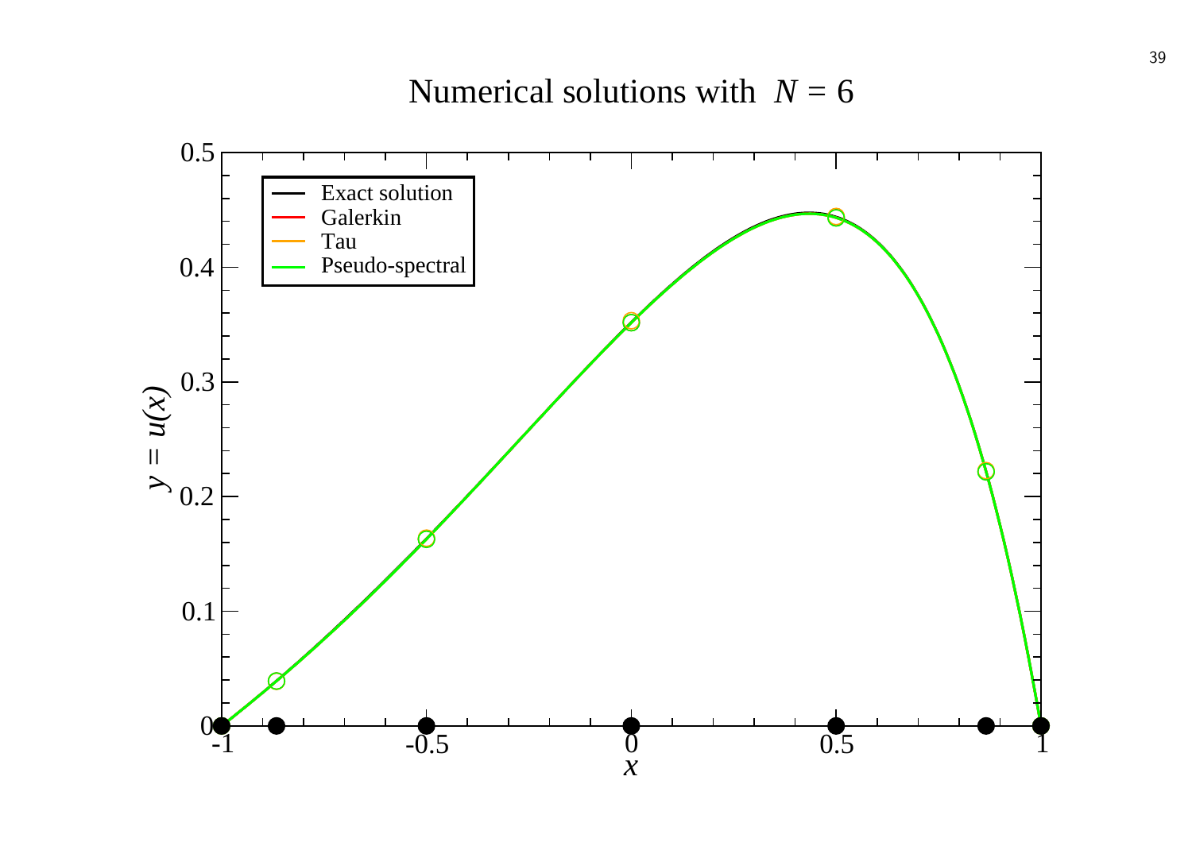# Numerical solutions with $N = 6$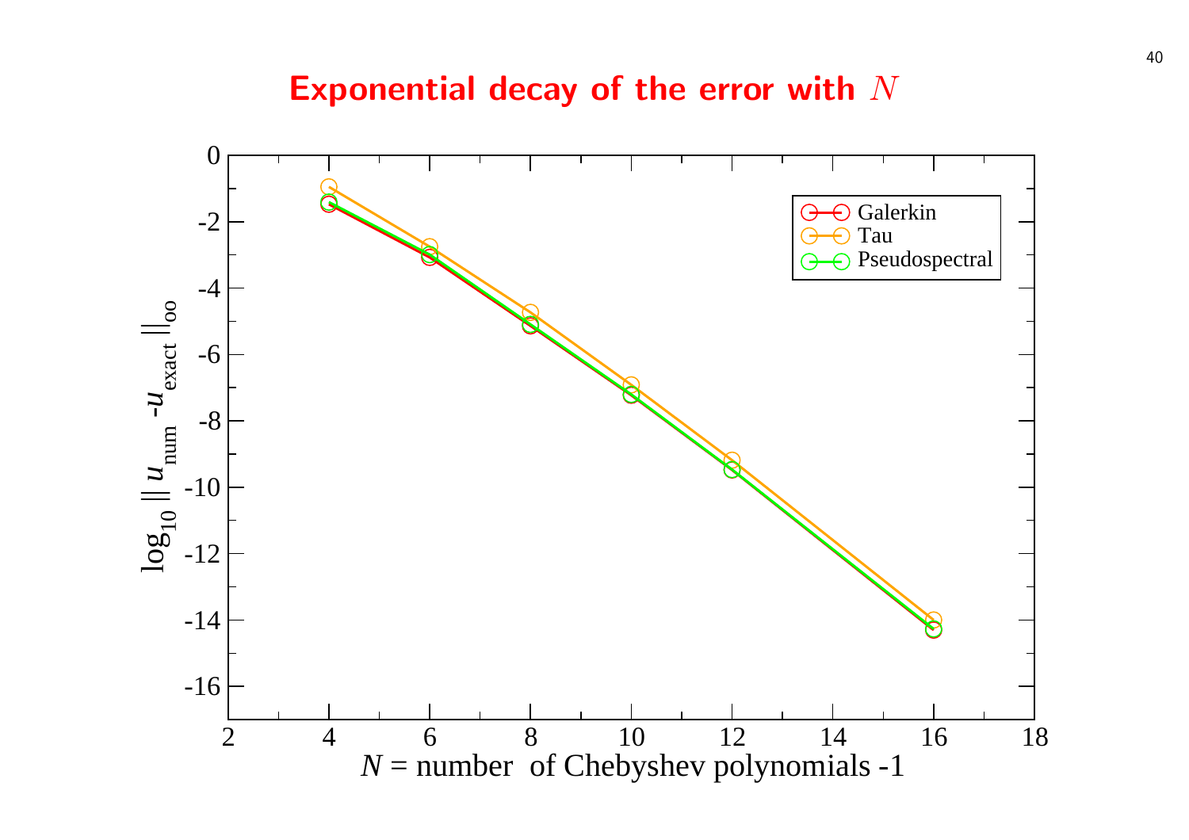# Exponential decay of the error with $N$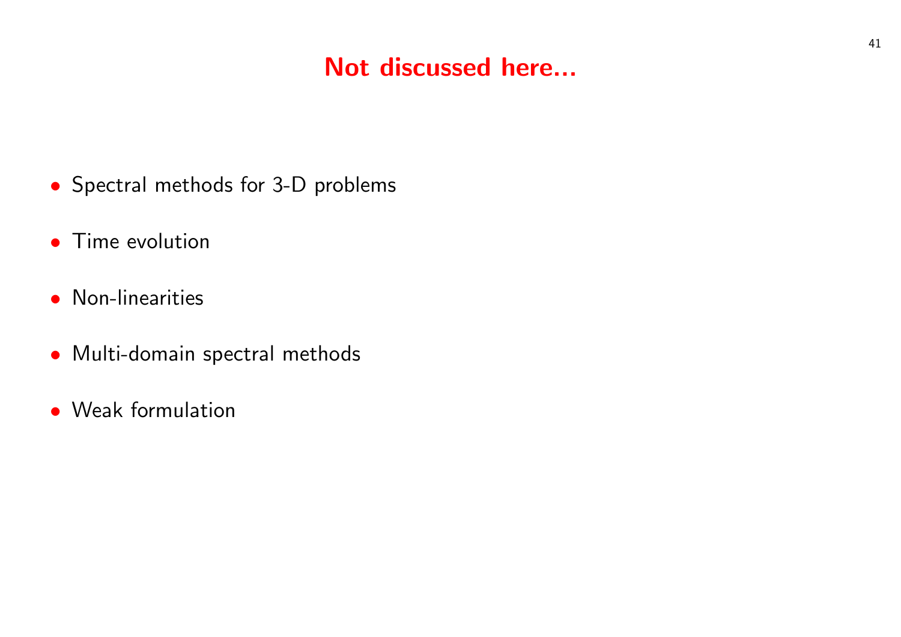# Not discussed here...

- Spectral methods for 3-D problems
- Time evolution
- Non-linearities
- Multi-domain spectral methods
- Weak formulation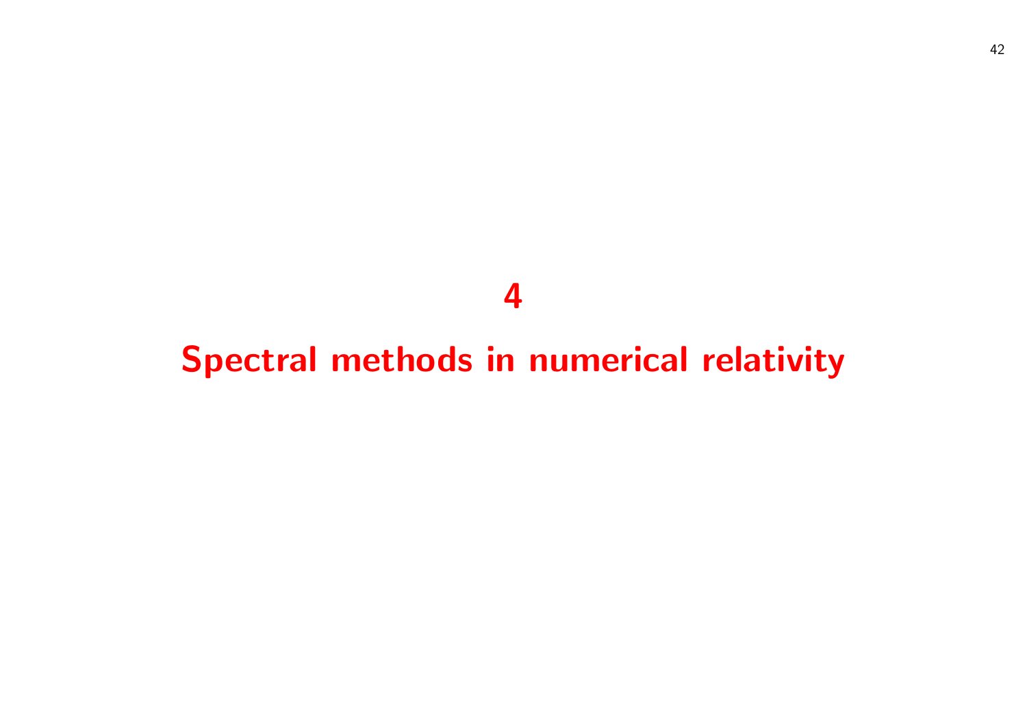# 4

# Spectral methods in numerical relativity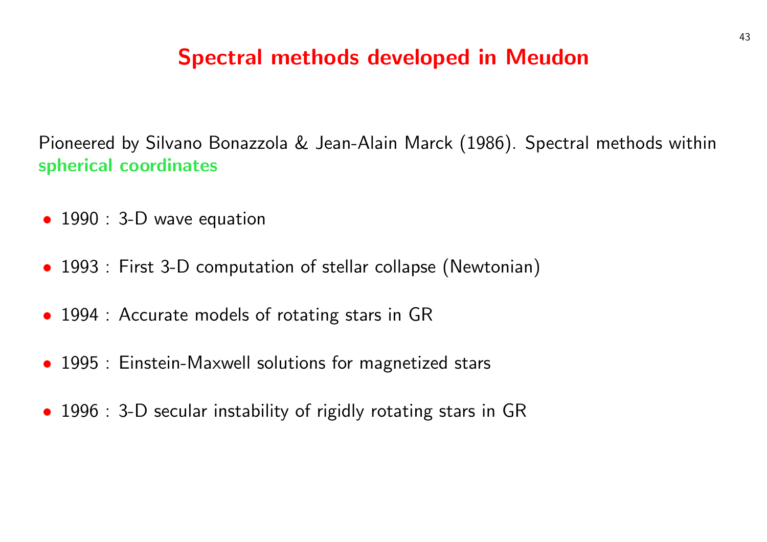# Spectral methods developed in Meudon

Pioneered by Silvano Bonazzola & Jean-Alain Marck (1986). Spectral methods within **spherical coordinates**

- 1990 : 3-D wave equation
- 1993 : First 3-D computation of stellar collapse (Newtonian)
- 1994 : Accurate models of rotating stars in GR
- 1995 : Einstein-Maxwell solutions for magnetized stars
- 1996 : 3-D secular instability of rigidly rotating stars in GR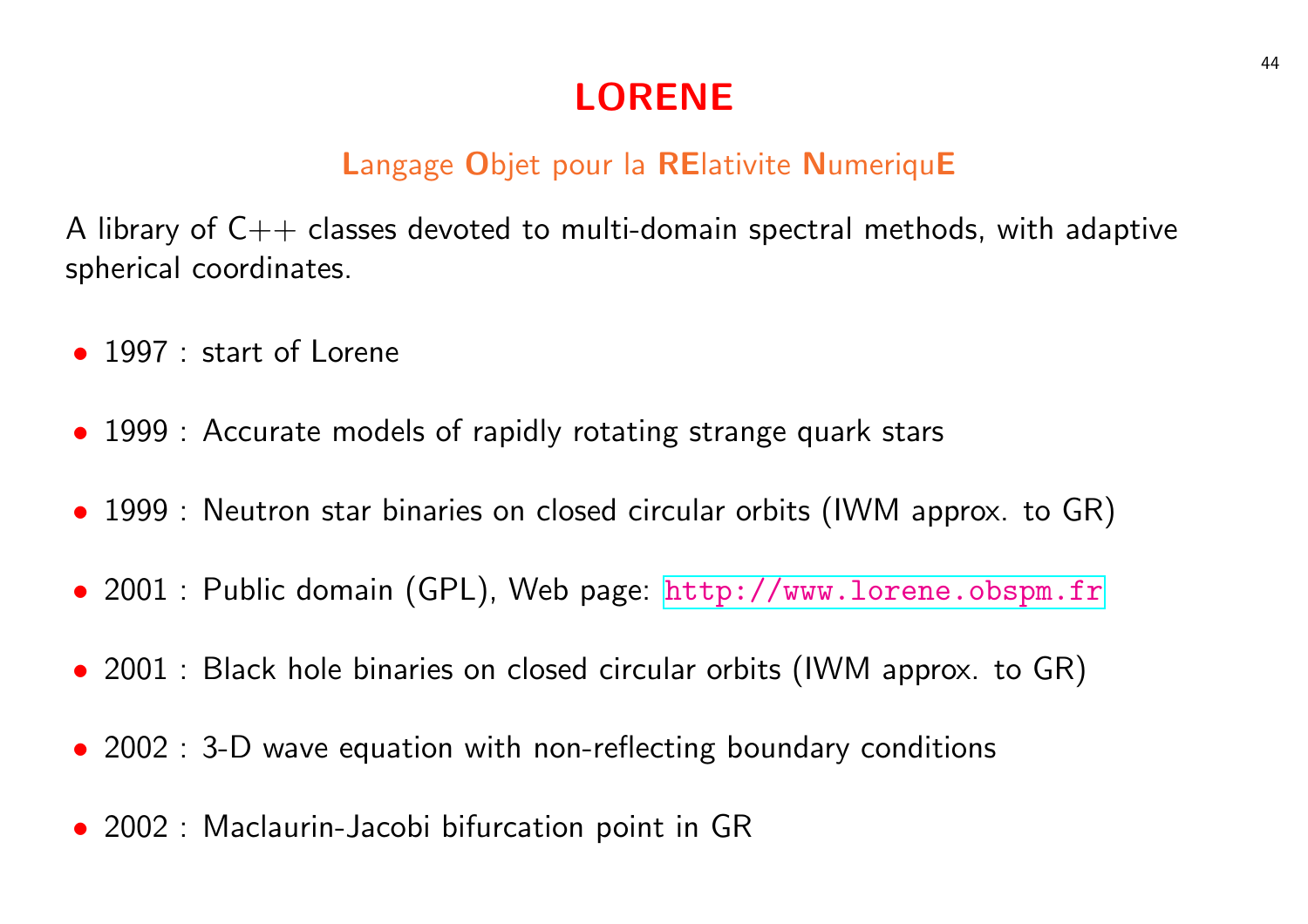# LORENE

**L**angage **O**bjet pour la **RE**lativite **N**umeriqu**E**

A library of C++ classes devoted to multi-domain spectral methods, with adaptive spherical coordinates.

- 1997 : start of Lorene
- 1999 : Accurate models of rapidly rotating strange quark stars
- 1999 : Neutron star binaries on closed circular orbits (IWM approx. to GR)
- 2001 : Public domain (GPL), Web page: http://www.lorene.obspm.fr
- 2001 : Black hole binaries on closed circular orbits (IWM approx. to GR)
- 2002 : 3-D wave equation with non-reflecting boundary conditions
- 2002 : Maclaurin-Jacobi bifurcation point in GR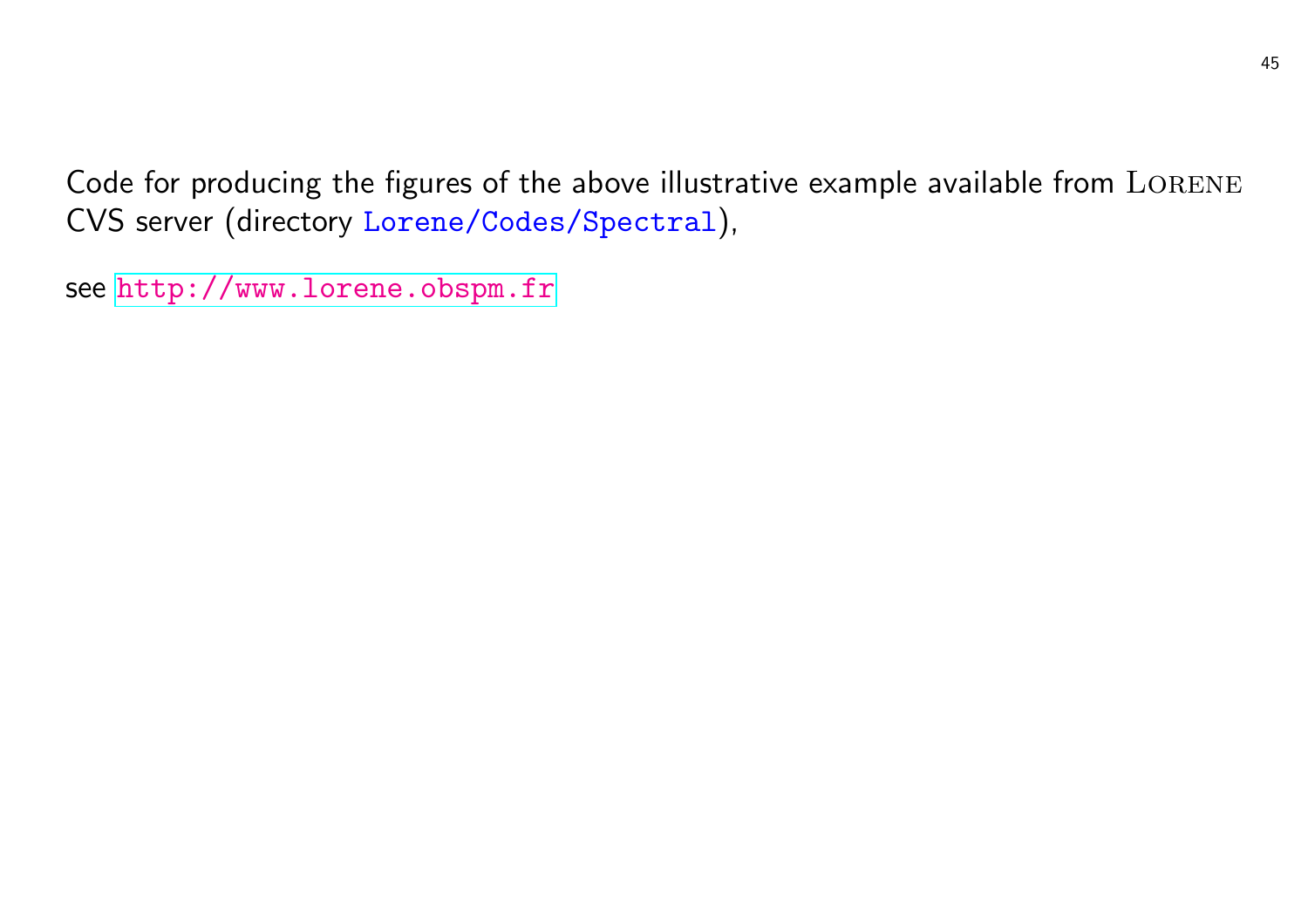Code for producing the figures of the above illustrative example available from LORENE CVS server (directory `Lorene/Codes/Spectral`),

see http://www.lorene.obspm.fr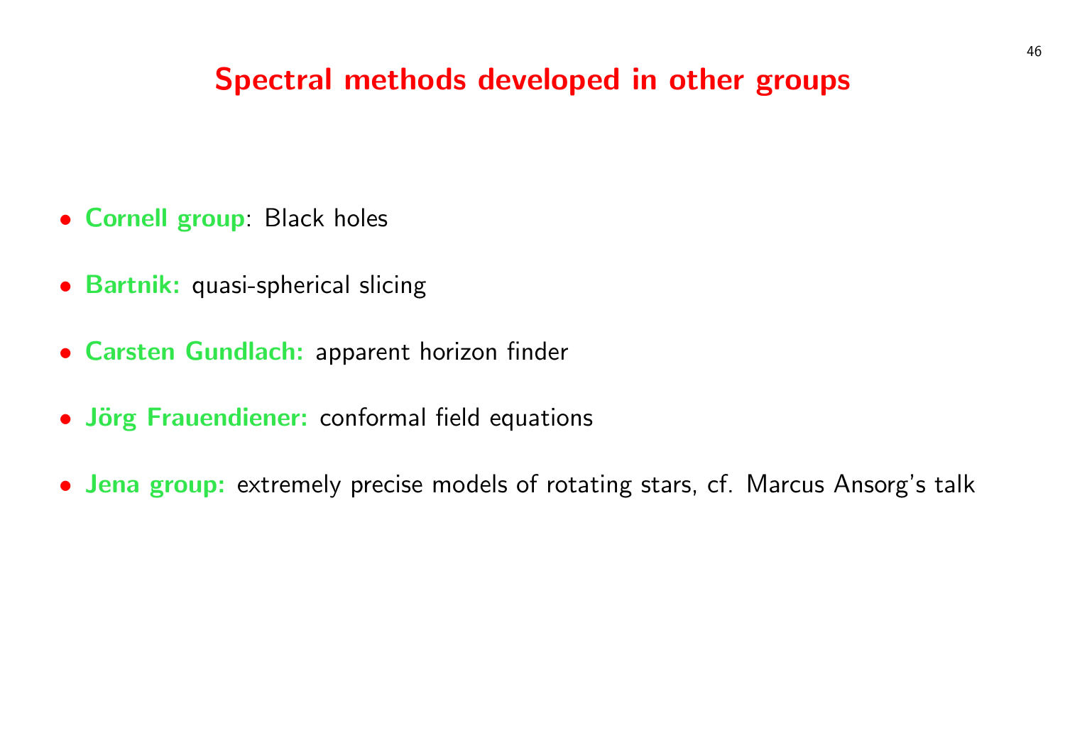# Spectral methods developed in other groups

- **Cornell group**: Black holes
- **Bartnik:** quasi-spherical slicing
- **Carsten Gundlach:** apparent horizon finder
- **Jörg Frauendiener:** conformal field equations
- **Jena group:** extremely precise models of rotating stars, cf. Marcus Ansorg's talk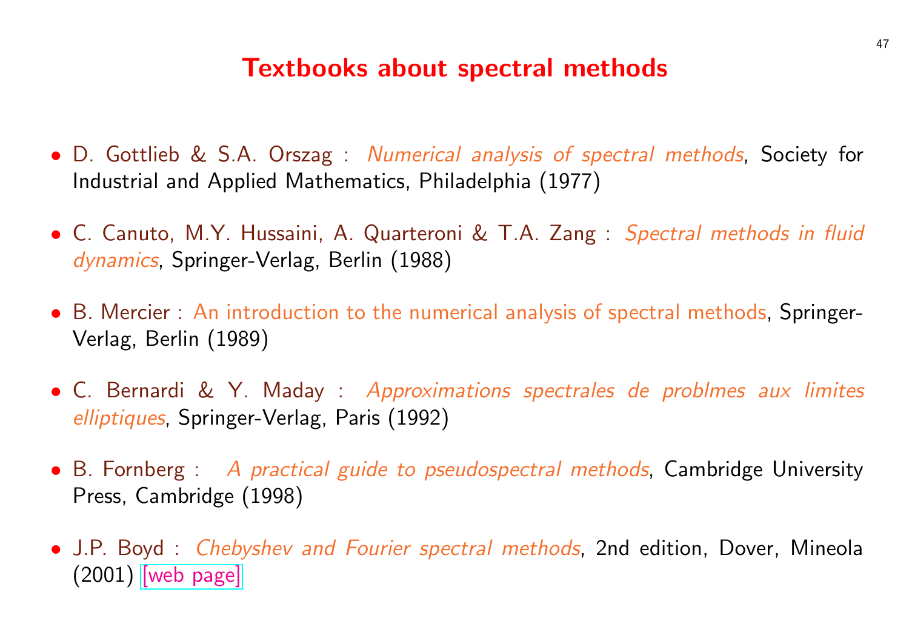# Textbooks about spectral methods

- D. Gottlieb & S.A. Orszag : *Numerical analysis of spectral methods*, Society for Industrial and Applied Mathematics, Philadelphia (1977)

- C. Canuto, M.Y. Hussaini, A. Quarteroni & T.A. Zang : *Spectral methods in fluid dynamics*, Springer-Verlag, Berlin (1988)

- B. Mercier : An introduction to the numerical analysis of spectral methods, Springer-Verlag, Berlin (1989)

- C. Bernardi & Y. Maday : *Approximations spectrales de problmes aux limites elliptiques*, Springer-Verlag, Paris (1992)

- B. Fornberg : *A practical guide to pseudospectral methods*, Cambridge University Press, Cambridge (1998)

- J.P. Boyd : *Chebyshev and Fourier spectral methods*, 2nd edition, Dover, Mineola (2001) [web page]